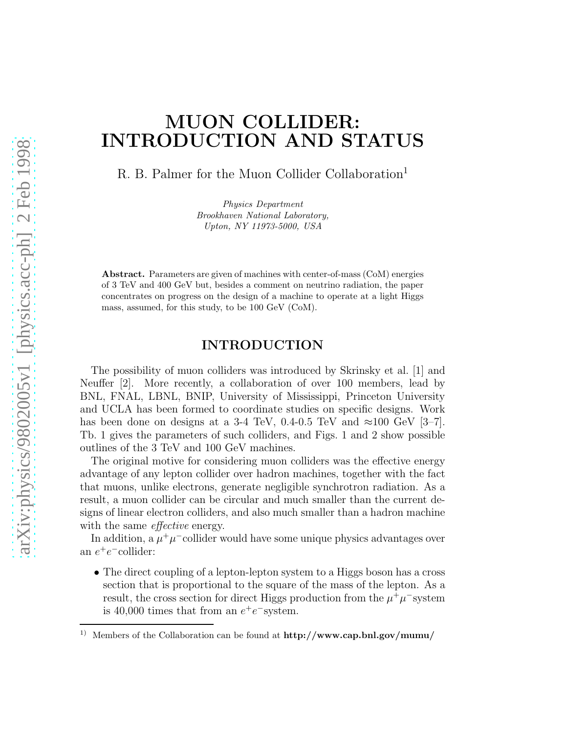# MUON COLLIDER: INTRODUCTION AND STATUS

R. B. Palmer for the Muon Collider Collaboration[1]

*Physics Department*
*Brookhaven National Laboratory,*
*Upton, NY 11973-5000, USA*

**Abstract.** Parameters are given of machines with center-of-mass (CoM) energies of 3 TeV and 400 GeV but, besides a comment on neutrino radiation, the paper concentrates on progress on the design of a machine to operate at a light Higgs mass, assumed, for this study, to be 100 GeV (CoM).

## INTRODUCTION

The possibility of muon colliders was introduced by Skrinsky et al. [1] and Neuffer [2]. More recently, a collaboration of over 100 members, lead by BNL, FNAL, LBNL, BNIP, University of Mississippi, Princeton University and UCLA has been formed to coordinate studies on specific designs. Work has been done on designs at a 3-4 TeV, 0.4-0.5 TeV and ≈100 GeV [3–7]. Tb. 1 gives the parameters of such colliders, and Figs. 1 and 2 show possible outlines of the 3 TeV and 100 GeV machines.

The original motive for considering muon colliders was the effective energy advantage of any lepton collider over hadron machines, together with the fact that muons, unlike electrons, generate negligible synchrotron radiation. As a result, a muon collider can be circular and much smaller than the current designs of linear electron colliders, and also much smaller than a hadron machine with the same *effective* energy.

In addition, a $\mu^+\mu^-$collider would have some unique physics advantages over an $e^+e^-$collider:

- The direct coupling of a lepton-lepton system to a Higgs boson has a cross section that is proportional to the square of the mass of the lepton. As a result, the cross section for direct Higgs production from the $\mu^+\mu^-$system is 40,000 times that from an $e^+e^-$system.

[1] Members of the Collaboration can be found at **http://www.cap.bnl.gov/mumu/**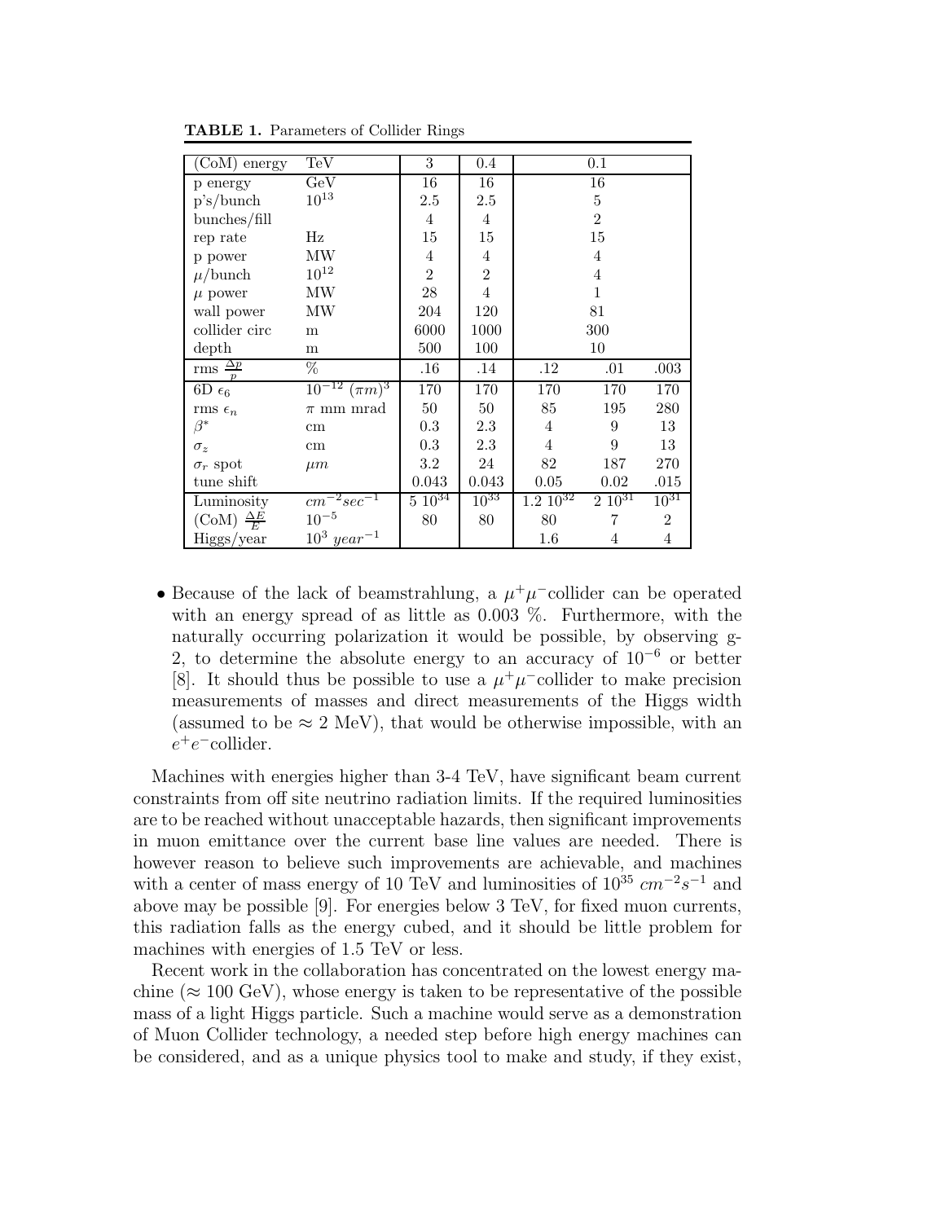**TABLE 1.** Parameters of Collider Rings

| (CoM) energy | TeV | 3 | 0.4 | | 0.1 | |
|---|---|---|---|---|---|---|
| p energy | GeV | 16 | 16 | | 16 | |
| p's/bunch | $10^{13}$ | 2.5 | 2.5 | | 5 | |
| bunches/fill | | 4 | 4 | | 2 | |
| rep rate | Hz | 15 | 15 | | 15 | |
| p power | MW | 4 | 4 | | 4 | |
| $\mu$/bunch | $10^{12}$ | 2 | 2 | | 4 | |
| $\mu$ power | MW | 28 | 4 | | 1 | |
| wall power | MW | 204 | 120 | | 81 | |
| collider circ | m | 6000 | 1000 | | 300 | |
| depth | m | 500 | 100 | | 10 | |
| rms $\frac{\Delta p}{p}$ | % | .16 | .14 | .12 | .01 | .003 |
| 6D $\epsilon_6$ | $10^{-12}$ $(\pi m)^3$ | 170 | 170 | 170 | 170 | 170 |
| rms $\epsilon_n$ | $\pi$ mm mrad | 50 | 50 | 85 | 195 | 280 |
| $\beta^*$ | cm | 0.3 | 2.3 | 4 | 9 | 13 |
| $\sigma_z$ | cm | 0.3 | 2.3 | 4 | 9 | 13 |
| $\sigma_r$ spot | $\mu m$ | 3.2 | 24 | 82 | 187 | 270 |
| tune shift | | 0.043 | 0.043 | 0.05 | 0.02 | .015 |
| Luminosity | $cm^{-2}sec^{-1}$ | $5\ 10^{34}$ | $10^{33}$ | $1.2\ 10^{32}$ | $2\ 10^{31}$ | $10^{31}$ |
| (CoM) $\frac{\Delta E}{E}$ | $10^{-5}$ | 80 | 80 | 80 | 7 | 2 |
| Higgs/year | $10^3\ year^{-1}$ | | | 1.6 | 4 | 4 |

- Because of the lack of beamstrahlung, a $\mu^+\mu^-$collider can be operated with an energy spread of as little as 0.003 %. Furthermore, with the naturally occurring polarization it would be possible, by observing g-2, to determine the absolute energy to an accuracy of $10^{-6}$ or better [8]. It should thus be possible to use a $\mu^+\mu^-$collider to make precision measurements of masses and direct measurements of the Higgs width (assumed to be $\approx$ 2 MeV), that would be otherwise impossible, with an $e^+e^-$collider.

Machines with energies higher than 3-4 TeV, have significant beam current constraints from off site neutrino radiation limits. If the required luminosities are to be reached without unacceptable hazards, then significant improvements in muon emittance over the current base line values are needed. There is however reason to believe such improvements are achievable, and machines with a center of mass energy of 10 TeV and luminosities of $10^{35}$ $cm^{-2}s^{-1}$ and above may be possible [9]. For energies below 3 TeV, for fixed muon currents, this radiation falls as the energy cubed, and it should be little problem for machines with energies of 1.5 TeV or less.

Recent work in the collaboration has concentrated on the lowest energy machine ($\approx$ 100 GeV), whose energy is taken to be representative of the possible mass of a light Higgs particle. Such a machine would serve as a demonstration of Muon Collider technology, a needed step before high energy machines can be considered, and as a unique physics tool to make and study, if they exist,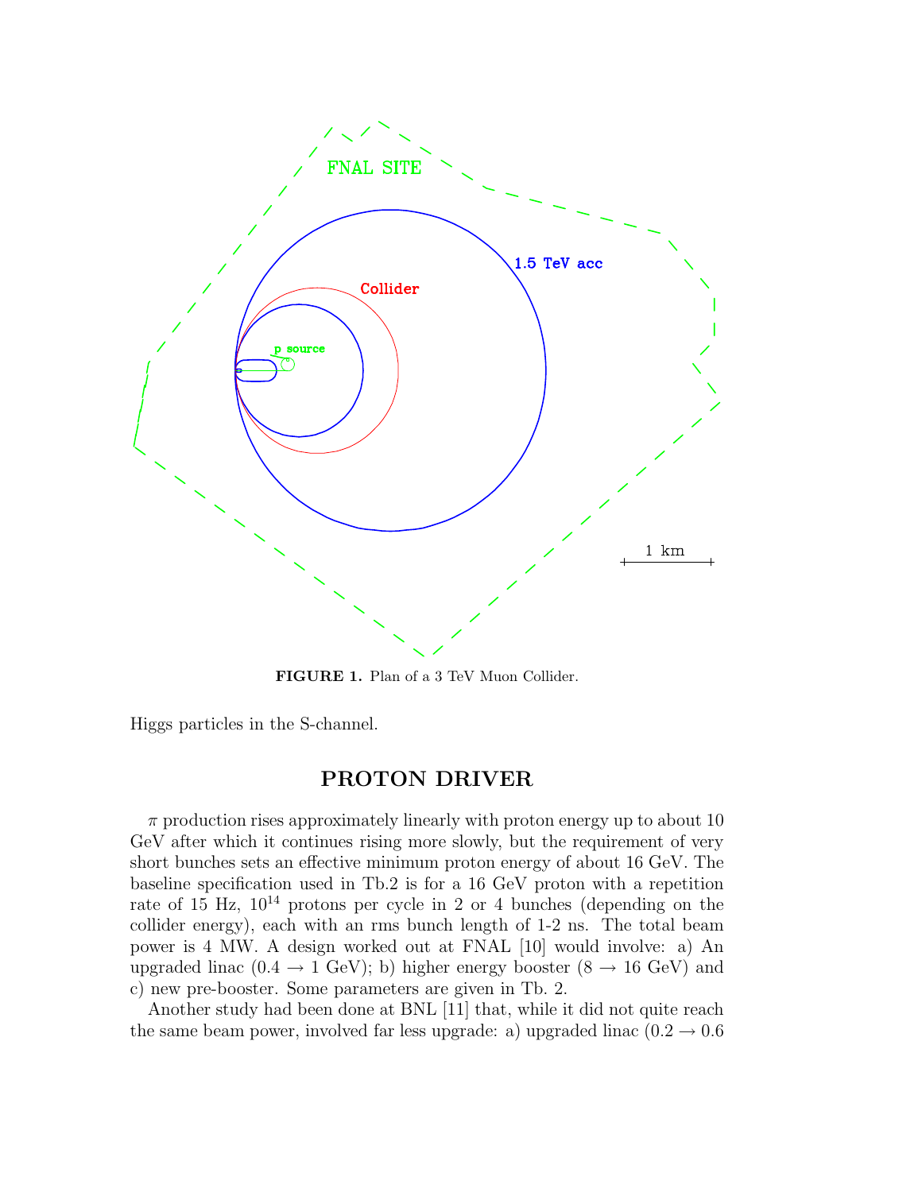**FIGURE 1.** Plan of a 3 TeV Muon Collider.

Higgs particles in the S-channel.

## PROTON DRIVER

$\pi$ production rises approximately linearly with proton energy up to about 10 GeV after which it continues rising more slowly, but the requirement of very short bunches sets an effective minimum proton energy of about 16 GeV. The baseline specification used in Tb.2 is for a 16 GeV proton with a repetition rate of 15 Hz, $10^{14}$ protons per cycle in 2 or 4 bunches (depending on the collider energy), each with an rms bunch length of 1-2 ns. The total beam power is 4 MW. A design worked out at FNAL [10] would involve: a) An upgraded linac (0.4 $\rightarrow$ 1 GeV); b) higher energy booster (8 $\rightarrow$ 16 GeV) and c) new pre-booster. Some parameters are given in Tb. 2.

Another study had been done at BNL [11] that, while it did not quite reach the same beam power, involved far less upgrade: a) upgraded linac (0.2 $\rightarrow$ 0.6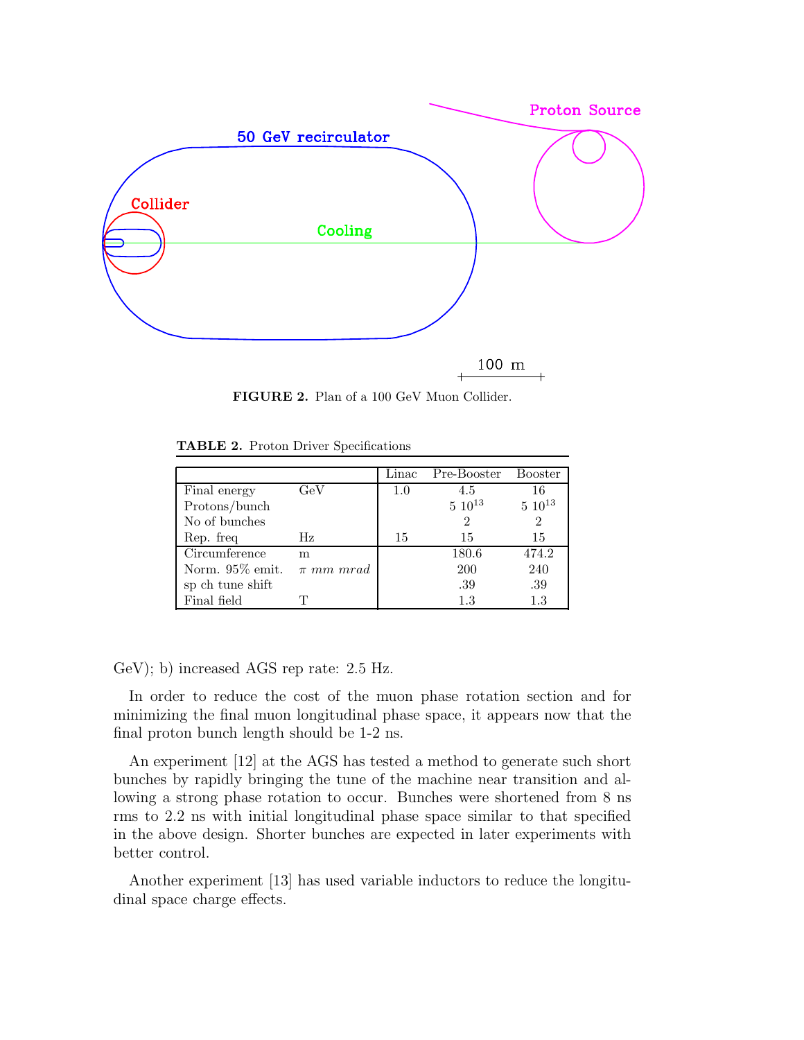**FIGURE 2.** Plan of a 100 GeV Muon Collider.

**TABLE 2.** Proton Driver Specifications

| | | Linac | Pre-Booster | Booster |
|---|---|---|---|---|
| Final energy | GeV | 1.0 | 4.5 | 16 |
| Protons/bunch | | | $5\ 10^{13}$ | $5\ 10^{13}$ |
| No of bunches | | | 2 | 2 |
| Rep. freq | Hz | 15 | 15 | 15 |
| Circumference | m | | 180.6 | 474.2 |
| Norm. 95% emit. | $\pi\ mm\ mrad$ | | 200 | 240 |
| sp ch tune shift | | | .39 | .39 |
| Final field | T | | 1.3 | 1.3 |

GeV); b) increased AGS rep rate: 2.5 Hz.

In order to reduce the cost of the muon phase rotation section and for minimizing the final muon longitudinal phase space, it appears now that the final proton bunch length should be 1-2 ns.

An experiment [12] at the AGS has tested a method to generate such short bunches by rapidly bringing the tune of the machine near transition and allowing a strong phase rotation to occur. Bunches were shortened from 8 ns rms to 2.2 ns with initial longitudinal phase space similar to that specified in the above design. Shorter bunches are expected in later experiments with better control.

Another experiment [13] has used variable inductors to reduce the longitudinal space charge effects.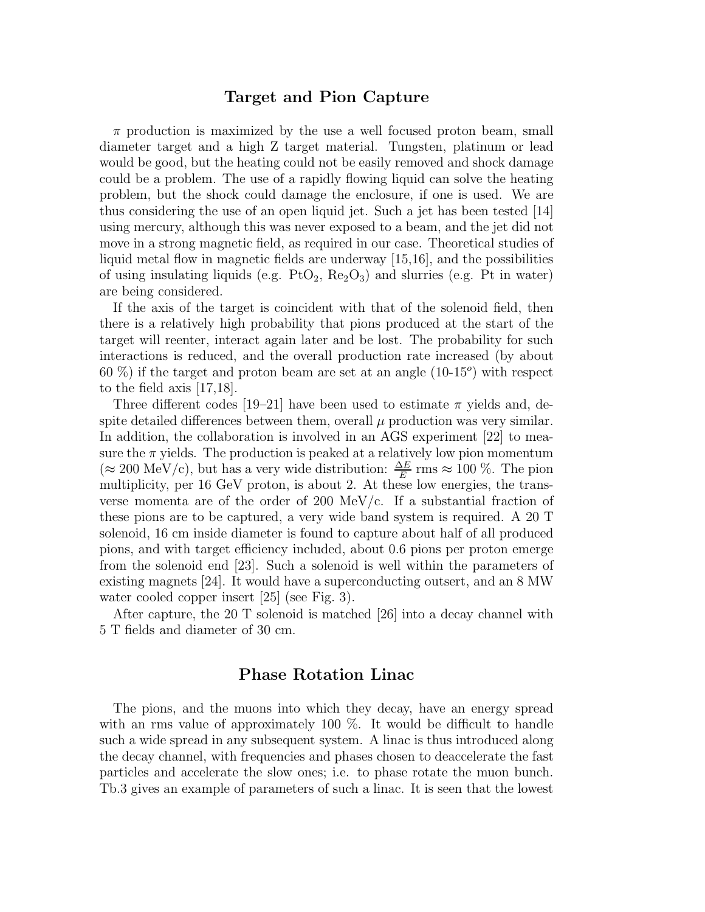## Target and Pion Capture

$\pi$ production is maximized by the use a well focused proton beam, small diameter target and a high Z target material. Tungsten, platinum or lead would be good, but the heating could not be easily removed and shock damage could be a problem. The use of a rapidly flowing liquid can solve the heating problem, but the shock could damage the enclosure, if one is used. We are thus considering the use of an open liquid jet. Such a jet has been tested [14] using mercury, although this was never exposed to a beam, and the jet did not move in a strong magnetic field, as required in our case. Theoretical studies of liquid metal flow in magnetic fields are underway [15,16], and the possibilities of using insulating liquids (e.g. $PtO_2$, $Re_2O_3$) and slurries (e.g. Pt in water) are being considered.

If the axis of the target is coincident with that of the solenoid field, then there is a relatively high probability that pions produced at the start of the target will reenter, interact again later and be lost. The probability for such interactions is reduced, and the overall production rate increased (by about 60 %) if the target and proton beam are set at an angle (10-15$^o$) with respect to the field axis [17,18].

Three different codes [19–21] have been used to estimate $\pi$ yields and, despite detailed differences between them, overall $\mu$ production was very similar. In addition, the collaboration is involved in an AGS experiment [22] to measure the $\pi$ yields. The production is peaked at a relatively low pion momentum ($\approx$ 200 MeV/c), but has a very wide distribution: $\frac{\Delta E}{E}$ rms $\approx$ 100 %. The pion multiplicity, per 16 GeV proton, is about 2. At these low energies, the transverse momenta are of the order of 200 MeV/c. If a substantial fraction of these pions are to be captured, a very wide band system is required. A 20 T solenoid, 16 cm inside diameter is found to capture about half of all produced pions, and with target efficiency included, about 0.6 pions per proton emerge from the solenoid end [23]. Such a solenoid is well within the parameters of existing magnets [24]. It would have a superconducting outsert, and an 8 MW water cooled copper insert [25] (see Fig. 3).

After capture, the 20 T solenoid is matched [26] into a decay channel with 5 T fields and diameter of 30 cm.

## Phase Rotation Linac

The pions, and the muons into which they decay, have an energy spread with an rms value of approximately 100 %. It would be difficult to handle such a wide spread in any subsequent system. A linac is thus introduced along the decay channel, with frequencies and phases chosen to deaccelerate the fast particles and accelerate the slow ones; i.e. to phase rotate the muon bunch. Tb.3 gives an example of parameters of such a linac. It is seen that the lowest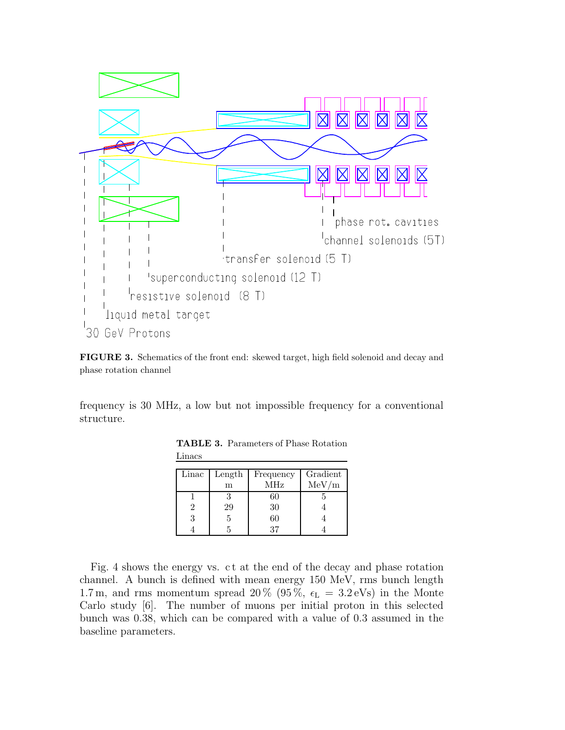**FIGURE 3.** Schematics of the front end: skewed target, high field solenoid and decay and phase rotation channel

frequency is 30 MHz, a low but not impossible frequency for a conventional structure.

**TABLE 3.** Parameters of Phase Rotation Linacs

| Linac | Length m | Frequency MHz | Gradient MeV/m |
|---|---|---|---|
| 1 | 3 | 60 | 5 |
| 2 | 29 | 30 | 4 |
| 3 | 5 | 60 | 4 |
| 4 | 5 | 37 | 4 |

Fig. 4 shows the energy vs. c t at the end of the decay and phase rotation channel. A bunch is defined with mean energy 150 MeV, rms bunch length 1.7 m, and rms momentum spread 20 % (95 %, $\epsilon_L = 3.2\,\mathrm{eVs}$) in the Monte Carlo study [6]. The number of muons per initial proton in this selected bunch was 0.38, which can be compared with a value of 0.3 assumed in the baseline parameters.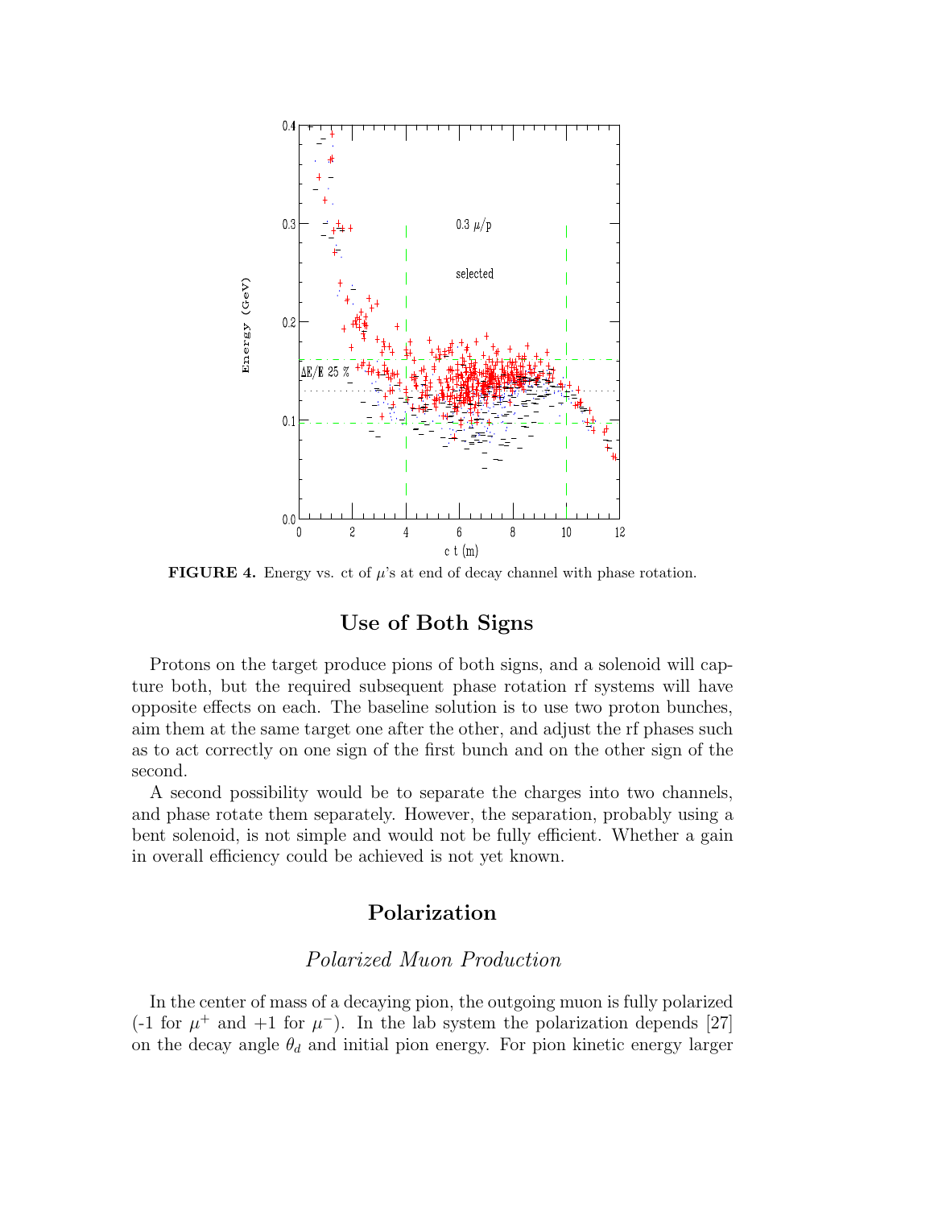**FIGURE 4.** Energy vs. ct of $\mu$'s at end of decay channel with phase rotation.

## Use of Both Signs

Protons on the target produce pions of both signs, and a solenoid will capture both, but the required subsequent phase rotation rf systems will have opposite effects on each. The baseline solution is to use two proton bunches, aim them at the same target one after the other, and adjust the rf phases such as to act correctly on one sign of the first bunch and on the other sign of the second.

A second possibility would be to separate the charges into two channels, and phase rotate them separately. However, the separation, probably using a bent solenoid, is not simple and would not be fully efficient. Whether a gain in overall efficiency could be achieved is not yet known.

## Polarization

### *Polarized Muon Production*

In the center of mass of a decaying pion, the outgoing muon is fully polarized (-1 for $\mu^+$ and +1 for $\mu^-$). In the lab system the polarization depends [27] on the decay angle $\theta_d$ and initial pion energy. For pion kinetic energy larger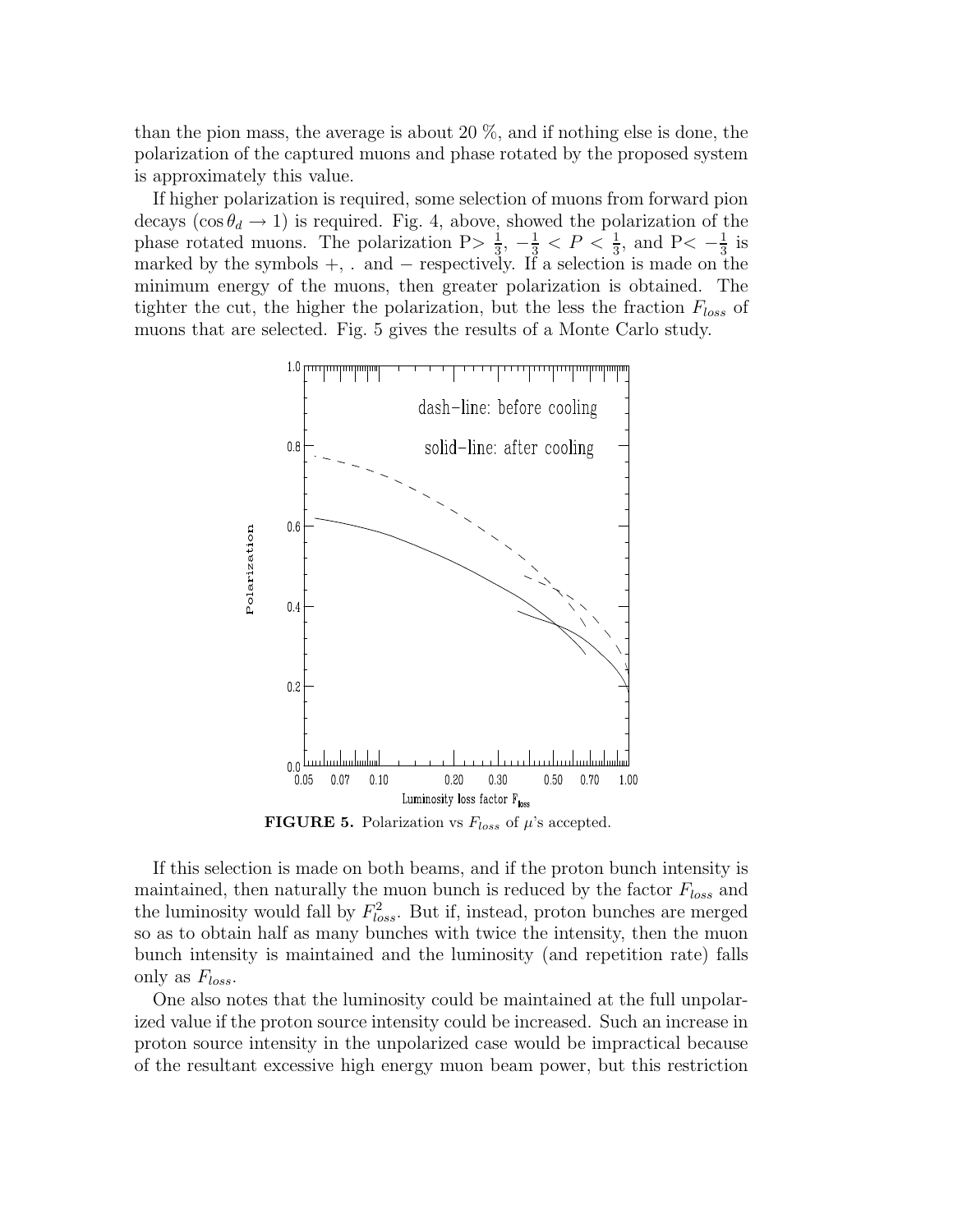than the pion mass, the average is about 20 %, and if nothing else is done, the polarization of the captured muons and phase rotated by the proposed system is approximately this value.

If higher polarization is required, some selection of muons from forward pion decays ($\cos\theta_d \to 1$) is required. Fig. 4, above, showed the polarization of the phase rotated muons. The polarization P$> \frac{1}{3}$, $-\frac{1}{3} < P < \frac{1}{3}$, and P$< -\frac{1}{3}$ is marked by the symbols +, . and $-$ respectively. If a selection is made on the minimum energy of the muons, then greater polarization is obtained. The tighter the cut, the higher the polarization, but the less the fraction $F_{loss}$ of muons that are selected. Fig. 5 gives the results of a Monte Carlo study.

**FIGURE 5.** Polarization vs $F_{loss}$ of $\mu$'s accepted.

If this selection is made on both beams, and if the proton bunch intensity is maintained, then naturally the muon bunch is reduced by the factor $F_{loss}$ and the luminosity would fall by $F_{loss}^2$. But if, instead, proton bunches are merged so as to obtain half as many bunches with twice the intensity, then the muon bunch intensity is maintained and the luminosity (and repetition rate) falls only as $F_{loss}$.

One also notes that the luminosity could be maintained at the full unpolarized value if the proton source intensity could be increased. Such an increase in proton source intensity in the unpolarized case would be impractical because of the resultant excessive high energy muon beam power, but this restriction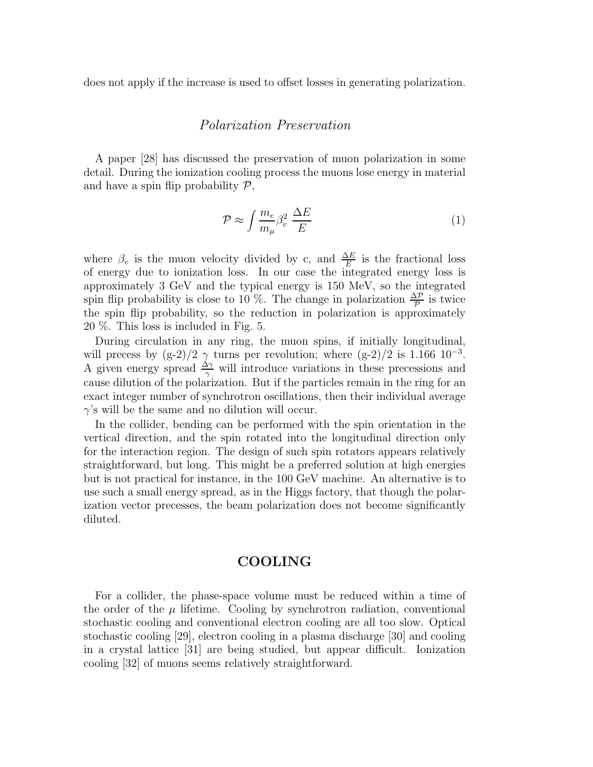does not apply if the increase is used to offset losses in generating polarization.

### *Polarization Preservation*

A paper [28] has discussed the preservation of muon polarization in some detail. During the ionization cooling process the muons lose energy in material and have a spin flip probability $\mathcal{P}$,

$$\mathcal{P} \approx \int \frac{m_e}{m_\mu} \beta_v^2 \; \frac{\Delta E}{E} \tag{1}$$

where $\beta_v$ is the muon velocity divided by c, and $\frac{\Delta E}{E}$ is the fractional loss of energy due to ionization loss. In our case the integrated energy loss is approximately 3 GeV and the typical energy is 150 MeV, so the integrated spin flip probability is close to 10 %. The change in polarization $\frac{\Delta \mathcal{P}}{\mathcal{P}}$ is twice the spin flip probability, so the reduction in polarization is approximately 20 %. This loss is included in Fig. 5.

During circulation in any ring, the muon spins, if initially longitudinal, will precess by (g-2)/2 $\gamma$ turns per revolution; where (g-2)/2 is 1.166 $10^{-3}$. A given energy spread $\frac{\Delta\gamma}{\gamma}$ will introduce variations in these precessions and cause dilution of the polarization. But if the particles remain in the ring for an exact integer number of synchrotron oscillations, then their individual average $\gamma$'s will be the same and no dilution will occur.

In the collider, bending can be performed with the spin orientation in the vertical direction, and the spin rotated into the longitudinal direction only for the interaction region. The design of such spin rotators appears relatively straightforward, but long. This might be a preferred solution at high energies but is not practical for instance, in the 100 GeV machine. An alternative is to use such a small energy spread, as in the Higgs factory, that though the polarization vector precesses, the beam polarization does not become significantly diluted.

## COOLING

For a collider, the phase-space volume must be reduced within a time of the order of the $\mu$ lifetime. Cooling by synchrotron radiation, conventional stochastic cooling and conventional electron cooling are all too slow. Optical stochastic cooling [29], electron cooling in a plasma discharge [30] and cooling in a crystal lattice [31] are being studied, but appear difficult. Ionization cooling [32] of muons seems relatively straightforward.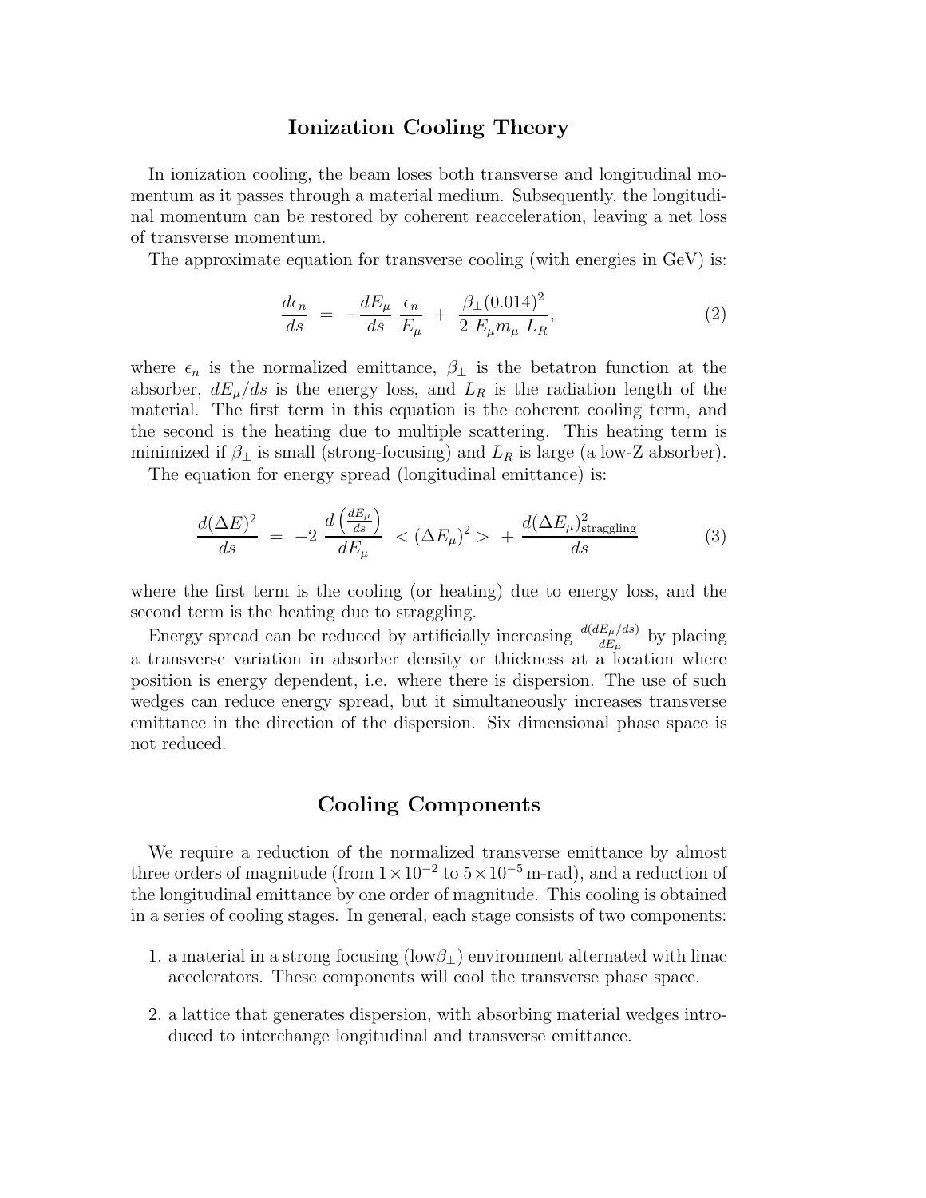## Ionization Cooling Theory

In ionization cooling, the beam loses both transverse and longitudinal momentum as it passes through a material medium. Subsequently, the longitudinal momentum can be restored by coherent reacceleration, leaving a net loss of transverse momentum.

The approximate equation for transverse cooling (with energies in GeV) is:

$$\frac{d\epsilon_n}{ds} \;=\; -\frac{dE_\mu}{ds}\,\frac{\epsilon_n}{E_\mu} \;+\; \frac{\beta_\perp (0.014)^2}{2\;E_\mu m_\mu\;L_R}, \tag{2}$$

where $\epsilon_n$ is the normalized emittance, $\beta_\perp$ is the betatron function at the absorber, $dE_\mu/ds$ is the energy loss, and $L_R$ is the radiation length of the material. The first term in this equation is the coherent cooling term, and the second is the heating due to multiple scattering. This heating term is minimized if $\beta_\perp$ is small (strong-focusing) and $L_R$ is large (a low-Z absorber).

The equation for energy spread (longitudinal emittance) is:

$$\frac{d(\Delta E)^2}{ds} \;=\; -2\;\frac{d\left(\frac{dE_\mu}{ds}\right)}{dE_\mu}\;<(\Delta E_\mu)^2> \;+\; \frac{d(\Delta E_\mu)^2_{\rm straggling}}{ds} \tag{3}$$

where the first term is the cooling (or heating) due to energy loss, and the second term is the heating due to straggling.

Energy spread can be reduced by artificially increasing $\frac{d(dE_\mu/ds)}{dE_\mu}$ by placing a transverse variation in absorber density or thickness at a location where position is energy dependent, i.e. where there is dispersion. The use of such wedges can reduce energy spread, but it simultaneously increases transverse emittance in the direction of the dispersion. Six dimensional phase space is not reduced.

## Cooling Components

We require a reduction of the normalized transverse emittance by almost three orders of magnitude (from $1\times10^{-2}$ to $5\times10^{-5}$ m-rad), and a reduction of the longitudinal emittance by one order of magnitude. This cooling is obtained in a series of cooling stages. In general, each stage consists of two components:

1. a material in a strong focusing (low$\beta_\perp$) environment alternated with linac accelerators. These components will cool the transverse phase space.
2. a lattice that generates dispersion, with absorbing material wedges introduced to interchange longitudinal and transverse emittance.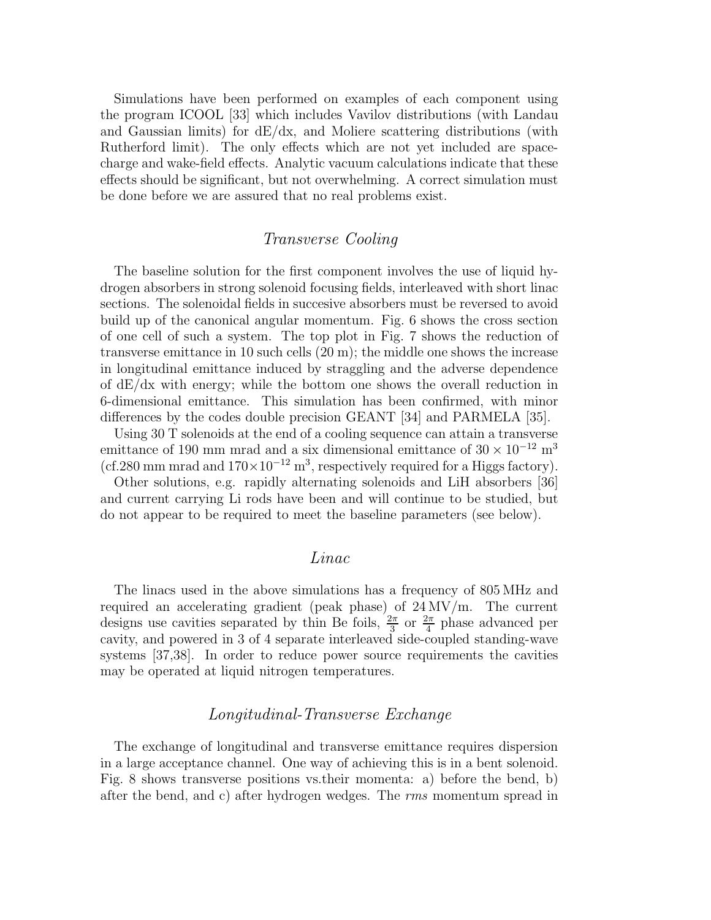Simulations have been performed on examples of each component using the program ICOOL [33] which includes Vavilov distributions (with Landau and Gaussian limits) for dE/dx, and Moliere scattering distributions (with Rutherford limit). The only effects which are not yet included are space-charge and wake-field effects. Analytic vacuum calculations indicate that these effects should be significant, but not overwhelming. A correct simulation must be done before we are assured that no real problems exist.

### *Transverse Cooling*

The baseline solution for the first component involves the use of liquid hydrogen absorbers in strong solenoid focusing fields, interleaved with short linac sections. The solenoidal fields in succesive absorbers must be reversed to avoid build up of the canonical angular momentum. Fig. 6 shows the cross section of one cell of such a system. The top plot in Fig. 7 shows the reduction of transverse emittance in 10 such cells (20 m); the middle one shows the increase in longitudinal emittance induced by straggling and the adverse dependence of dE/dx with energy; while the bottom one shows the overall reduction in 6-dimensional emittance. This simulation has been confirmed, with minor differences by the codes double precision GEANT [34] and PARMELA [35].

Using 30 T solenoids at the end of a cooling sequence can attain a transverse emittance of 190 mm mrad and a six dimensional emittance of $30 \times 10^{-12}$ m$^3$ (cf.280 mm mrad and $170 \times 10^{-12}$ m$^3$, respectively required for a Higgs factory).

Other solutions, e.g. rapidly alternating solenoids and LiH absorbers [36] and current carrying Li rods have been and will continue to be studied, but do not appear to be required to meet the baseline parameters (see below).

### *Linac*

The linacs used in the above simulations has a frequency of 805 MHz and required an accelerating gradient (peak phase) of 24 MV/m. The current designs use cavities separated by thin Be foils, $\frac{2\pi}{3}$ or $\frac{2\pi}{4}$ phase advanced per cavity, and powered in 3 of 4 separate interleaved side-coupled standing-wave systems [37,38]. In order to reduce power source requirements the cavities may be operated at liquid nitrogen temperatures.

### *Longitudinal-Transverse Exchange*

The exchange of longitudinal and transverse emittance requires dispersion in a large acceptance channel. One way of achieving this is in a bent solenoid. Fig. 8 shows transverse positions vs.their momenta: a) before the bend, b) after the bend, and c) after hydrogen wedges. The *rms* momentum spread in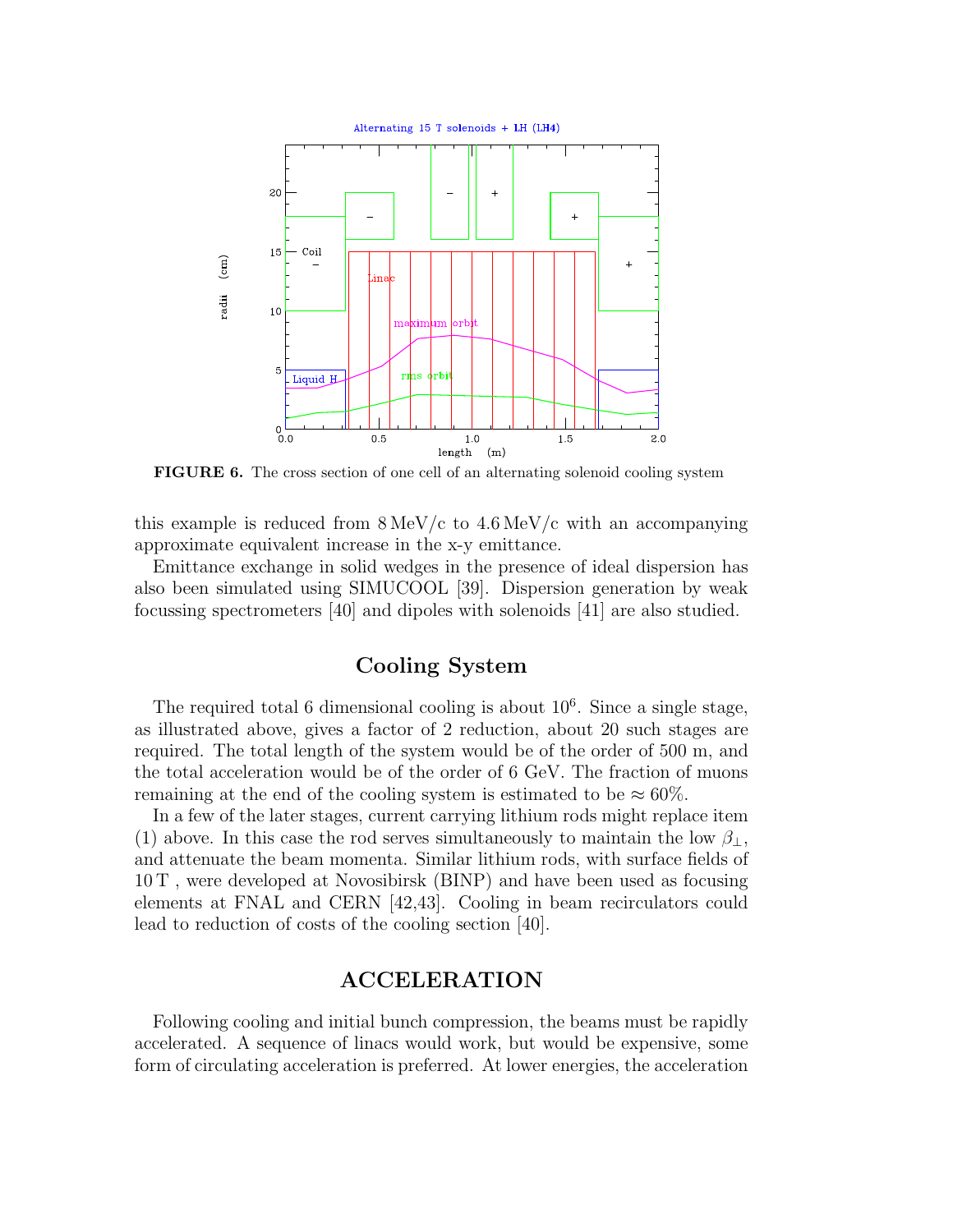**FIGURE 6.** The cross section of one cell of an alternating solenoid cooling system

this example is reduced from 8 MeV/c to 4.6 MeV/c with an accompanying approximate equivalent increase in the x-y emittance.

Emittance exchange in solid wedges in the presence of ideal dispersion has also been simulated using SIMUCOOL [39]. Dispersion generation by weak focussing spectrometers [40] and dipoles with solenoids [41] are also studied.

## Cooling System

The required total 6 dimensional cooling is about $10^6$. Since a single stage, as illustrated above, gives a factor of 2 reduction, about 20 such stages are required. The total length of the system would be of the order of 500 m, and the total acceleration would be of the order of 6 GeV. The fraction of muons remaining at the end of the cooling system is estimated to be $\approx 60\%$.

In a few of the later stages, current carrying lithium rods might replace item (1) above. In this case the rod serves simultaneously to maintain the low $\beta_\perp$, and attenuate the beam momenta. Similar lithium rods, with surface fields of 10 T , were developed at Novosibirsk (BINP) and have been used as focusing elements at FNAL and CERN [42,43]. Cooling in beam recirculators could lead to reduction of costs of the cooling section [40].

## ACCELERATION

Following cooling and initial bunch compression, the beams must be rapidly accelerated. A sequence of linacs would work, but would be expensive, some form of circulating acceleration is preferred. At lower energies, the acceleration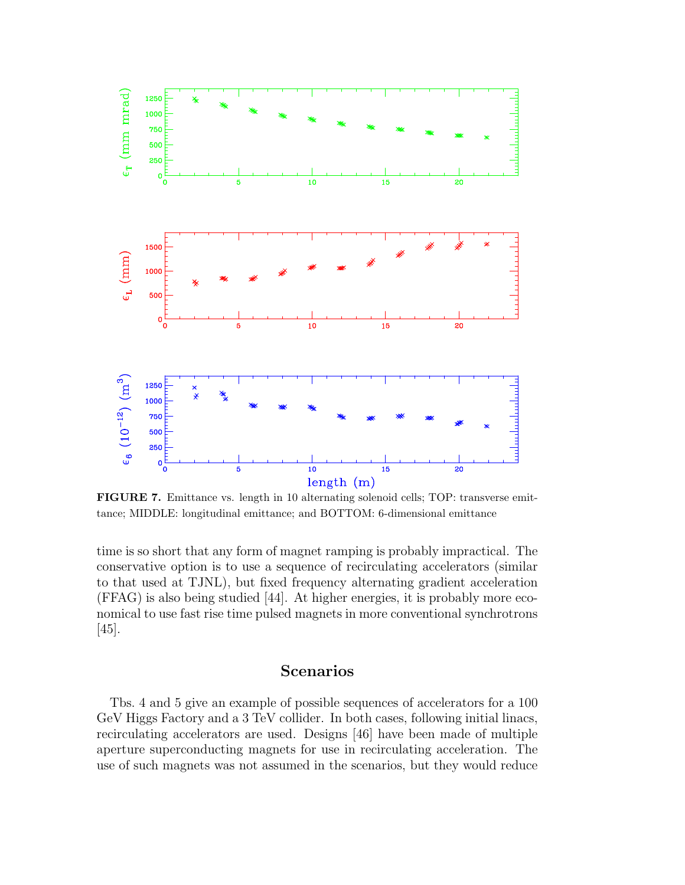**FIGURE 7.** Emittance vs. length in 10 alternating solenoid cells; TOP: transverse emittance; MIDDLE: longitudinal emittance; and BOTTOM: 6-dimensional emittance

time is so short that any form of magnet ramping is probably impractical. The conservative option is to use a sequence of recirculating accelerators (similar to that used at TJNL), but fixed frequency alternating gradient acceleration (FFAG) is also being studied [44]. At higher energies, it is probably more economical to use fast rise time pulsed magnets in more conventional synchrotrons [45].

## Scenarios

Tbs. 4 and 5 give an example of possible sequences of accelerators for a 100 GeV Higgs Factory and a 3 TeV collider. In both cases, following initial linacs, recirculating accelerators are used. Designs [46] have been made of multiple aperture superconducting magnets for use in recirculating acceleration. The use of such magnets was not assumed in the scenarios, but they would reduce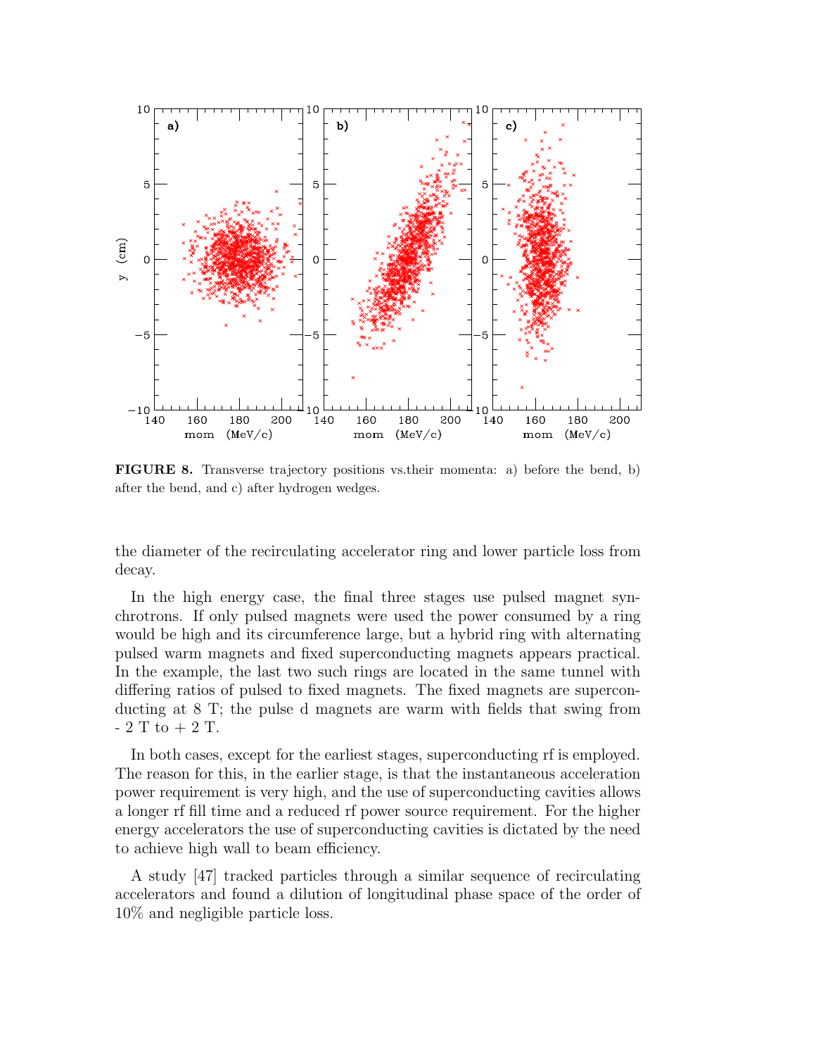**FIGURE 8.** Transverse trajectory positions vs.their momenta: a) before the bend, b) after the bend, and c) after hydrogen wedges.

the diameter of the recirculating accelerator ring and lower particle loss from decay.

In the high energy case, the final three stages use pulsed magnet synchrotrons. If only pulsed magnets were used the power consumed by a ring would be high and its circumference large, but a hybrid ring with alternating pulsed warm magnets and fixed superconducting magnets appears practical. In the example, the last two such rings are located in the same tunnel with differing ratios of pulsed to fixed magnets. The fixed magnets are superconducting at 8 T; the pulse d magnets are warm with fields that swing from - 2 T to + 2 T.

In both cases, except for the earliest stages, superconducting rf is employed. The reason for this, in the earlier stage, is that the instantaneous acceleration power requirement is very high, and the use of superconducting cavities allows a longer rf fill time and a reduced rf power source requirement. For the higher energy accelerators the use of superconducting cavities is dictated by the need to achieve high wall to beam efficiency.

A study [47] tracked particles through a similar sequence of recirculating accelerators and found a dilution of longitudinal phase space of the order of 10% and negligible particle loss.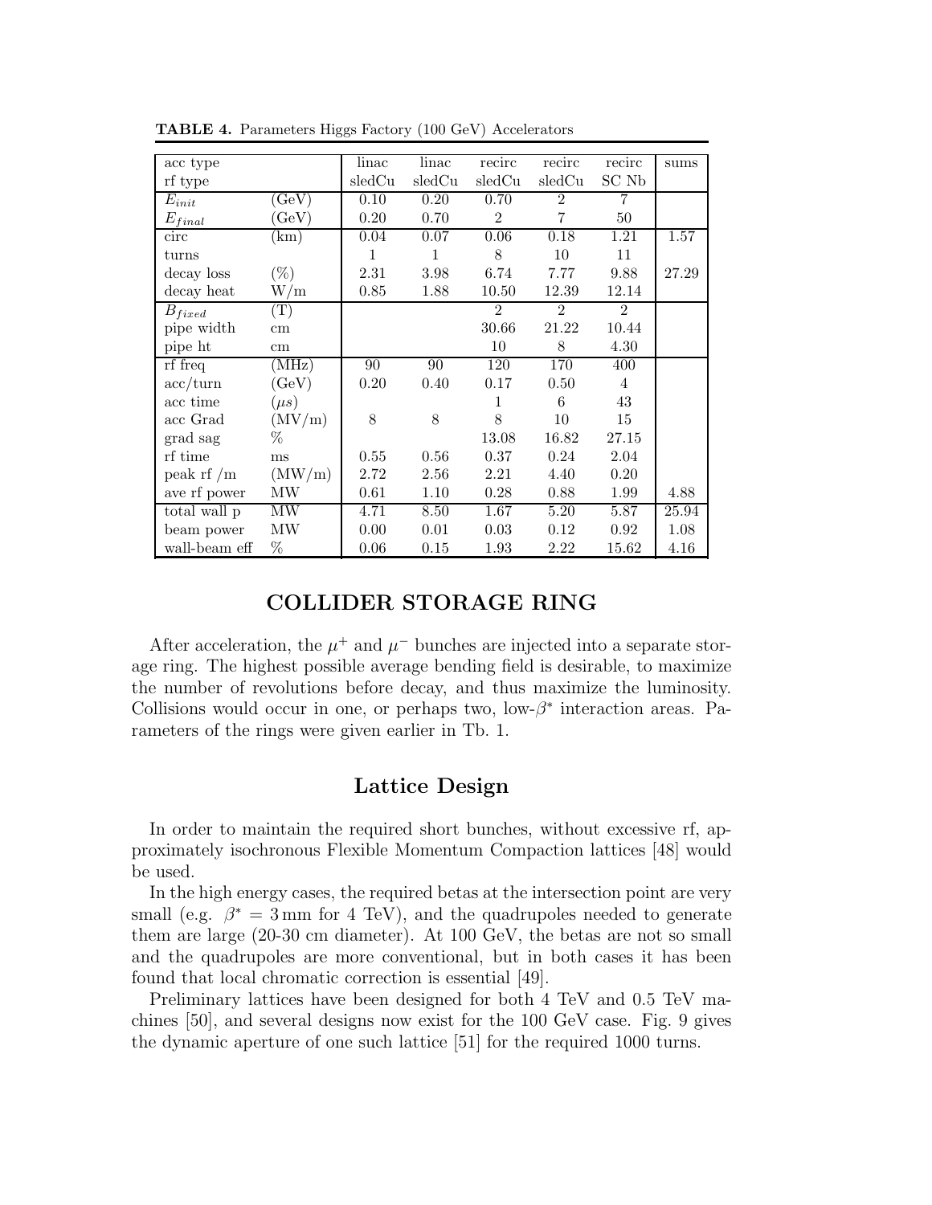**TABLE 4.** Parameters Higgs Factory (100 GeV) Accelerators

| acc type | | linac | linac | recirc | recirc | recirc | sums |
|---|---|---|---|---|---|---|---|
| rf type | | sledCu | sledCu | sledCu | sledCu | SC Nb | |
| $E_{init}$ | (GeV) | 0.10 | 0.20 | 0.70 | 2 | 7 | |
| $E_{final}$ | (GeV) | 0.20 | 0.70 | 2 | 7 | 50 | |
| circ | (km) | 0.04 | 0.07 | 0.06 | 0.18 | 1.21 | 1.57 |
| turns | | 1 | 1 | 8 | 10 | 11 | |
| decay loss | (%) | 2.31 | 3.98 | 6.74 | 7.77 | 9.88 | 27.29 |
| decay heat | W/m | 0.85 | 1.88 | 10.50 | 12.39 | 12.14 | |
| $B_{fixed}$ | (T) | | | 2 | 2 | 2 | |
| pipe width | cm | | | 30.66 | 21.22 | 10.44 | |
| pipe ht | cm | | | 10 | 8 | 4.30 | |
| rf freq | (MHz) | 90 | 90 | 120 | 170 | 400 | |
| acc/turn | (GeV) | 0.20 | 0.40 | 0.17 | 0.50 | 4 | |
| acc time | ($\mu s$) | | | 1 | 6 | 43 | |
| acc Grad | (MV/m) | 8 | 8 | 8 | 10 | 15 | |
| grad sag | % | | | 13.08 | 16.82 | 27.15 | |
| rf time | ms | 0.55 | 0.56 | 0.37 | 0.24 | 2.04 | |
| peak rf /m | (MW/m) | 2.72 | 2.56 | 2.21 | 4.40 | 0.20 | |
| ave rf power | MW | 0.61 | 1.10 | 0.28 | 0.88 | 1.99 | 4.88 |
| total wall p | MW | 4.71 | 8.50 | 1.67 | 5.20 | 5.87 | 25.94 |
| beam power | MW | 0.00 | 0.01 | 0.03 | 0.12 | 0.92 | 1.08 |
| wall-beam eff | % | 0.06 | 0.15 | 1.93 | 2.22 | 15.62 | 4.16 |

## COLLIDER STORAGE RING

After acceleration, the $\mu^+$ and $\mu^-$ bunches are injected into a separate storage ring. The highest possible average bending field is desirable, to maximize the number of revolutions before decay, and thus maximize the luminosity. Collisions would occur in one, or perhaps two, low-$\beta^*$ interaction areas. Parameters of the rings were given earlier in Tb. 1.

### Lattice Design

In order to maintain the required short bunches, without excessive rf, approximately isochronous Flexible Momentum Compaction lattices [48] would be used.

In the high energy cases, the required betas at the intersection point are very small (e.g. $\beta^* = 3\,\mathrm{mm}$ for 4 TeV), and the quadrupoles needed to generate them are large (20-30 cm diameter). At 100 GeV, the betas are not so small and the quadrupoles are more conventional, but in both cases it has been found that local chromatic correction is essential [49].

Preliminary lattices have been designed for both 4 TeV and 0.5 TeV machines [50], and several designs now exist for the 100 GeV case. Fig. 9 gives the dynamic aperture of one such lattice [51] for the required 1000 turns.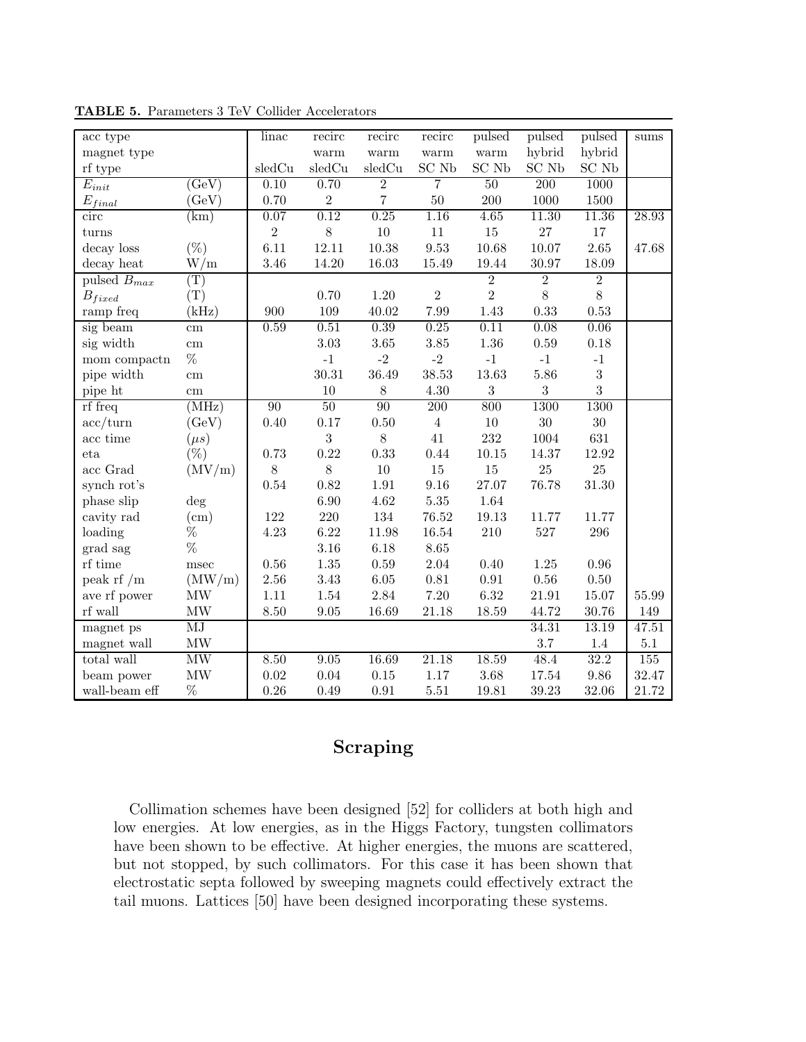**TABLE 5.** Parameters 3 TeV Collider Accelerators

| acc type | | linac | recirc | recirc | recirc | pulsed | pulsed | pulsed | sums |
|---|---|---|---|---|---|---|---|---|---|
| magnet type | | | warm | warm | warm | warm | hybrid | hybrid | |
| rf type | | sledCu | sledCu | sledCu | SC Nb | SC Nb | SC Nb | SC Nb | |
| $E_{init}$ | (GeV) | 0.10 | 0.70 | 2 | 7 | 50 | 200 | 1000 | |
| $E_{final}$ | (GeV) | 0.70 | 2 | 7 | 50 | 200 | 1000 | 1500 | |
| circ | (km) | 0.07 | 0.12 | 0.25 | 1.16 | 4.65 | 11.30 | 11.36 | 28.93 |
| turns | | 2 | 8 | 10 | 11 | 15 | 27 | 17 | |
| decay loss | (%) | 6.11 | 12.11 | 10.38 | 9.53 | 10.68 | 10.07 | 2.65 | 47.68 |
| decay heat | W/m | 3.46 | 14.20 | 16.03 | 15.49 | 19.44 | 30.97 | 18.09 | |
| pulsed $B_{max}$ | (T) | | | | | 2 | 2 | 2 | |
| $B_{fixed}$ | (T) | | 0.70 | 1.20 | 2 | 2 | 8 | 8 | |
| ramp freq | (kHz) | 900 | 109 | 40.02 | 7.99 | 1.43 | 0.33 | 0.53 | |
| sig beam | cm | 0.59 | 0.51 | 0.39 | 0.25 | 0.11 | 0.08 | 0.06 | |
| sig width | cm | | 3.03 | 3.65 | 3.85 | 1.36 | 0.59 | 0.18 | |
| mom compactn | % | | -1 | -2 | -2 | -1 | -1 | -1 | |
| pipe width | cm | | 30.31 | 36.49 | 38.53 | 13.63 | 5.86 | 3 | |
| pipe ht | cm | | 10 | 8 | 4.30 | 3 | 3 | 3 | |
| rf freq | (MHz) | 90 | 50 | 90 | 200 | 800 | 1300 | 1300 | |
| acc/turn | (GeV) | 0.40 | 0.17 | 0.50 | 4 | 10 | 30 | 30 | |
| acc time | ($\mu s$) | | 3 | 8 | 41 | 232 | 1004 | 631 | |
| eta | (%) | 0.73 | 0.22 | 0.33 | 0.44 | 10.15 | 14.37 | 12.92 | |
| acc Grad | (MV/m) | 8 | 8 | 10 | 15 | 15 | 25 | 25 | |
| synch rot's | | 0.54 | 0.82 | 1.91 | 9.16 | 27.07 | 76.78 | 31.30 | |
| phase slip | deg | | 6.90 | 4.62 | 5.35 | 1.64 | | | |
| cavity rad | (cm) | 122 | 220 | 134 | 76.52 | 19.13 | 11.77 | 11.77 | |
| loading | % | 4.23 | 6.22 | 11.98 | 16.54 | 210 | 527 | 296 | |
| grad sag | % | | 3.16 | 6.18 | 8.65 | | | | |
| rf time | msec | 0.56 | 1.35 | 0.59 | 2.04 | 0.40 | 1.25 | 0.96 | |
| peak rf /m | (MW/m) | 2.56 | 3.43 | 6.05 | 0.81 | 0.91 | 0.56 | 0.50 | |
| ave rf power | MW | 1.11 | 1.54 | 2.84 | 7.20 | 6.32 | 21.91 | 15.07 | 55.99 |
| rf wall | MW | 8.50 | 9.05 | 16.69 | 21.18 | 18.59 | 44.72 | 30.76 | 149 |
| magnet ps | MJ | | | | | | 34.31 | 13.19 | 47.51 |
| magnet wall | MW | | | | | | 3.7 | 1.4 | 5.1 |
| total wall | MW | 8.50 | 9.05 | 16.69 | 21.18 | 18.59 | 48.4 | 32.2 | 155 |
| beam power | MW | 0.02 | 0.04 | 0.15 | 1.17 | 3.68 | 17.54 | 9.86 | 32.47 |
| wall-beam eff | % | 0.26 | 0.49 | 0.91 | 5.51 | 19.81 | 39.23 | 32.06 | 21.72 |

## Scraping

Collimation schemes have been designed [52] for colliders at both high and low energies. At low energies, as in the Higgs Factory, tungsten collimators have been shown to be effective. At higher energies, the muons are scattered, but not stopped, by such collimators. For this case it has been shown that electrostatic septa followed by sweeping magnets could effectively extract the tail muons. Lattices [50] have been designed incorporating these systems.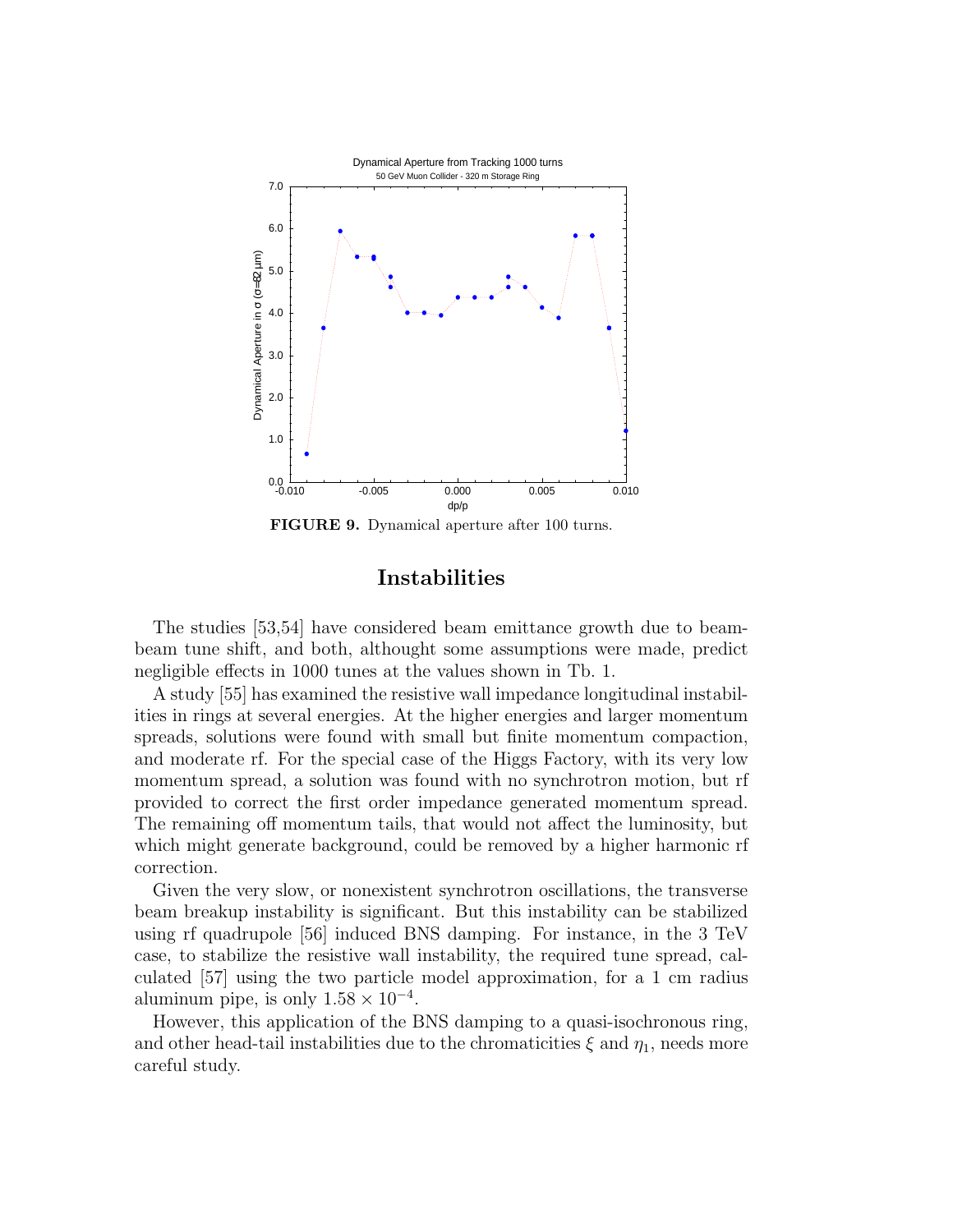FIGURE 9. Dynamical aperture after 100 turns.

## Instabilities

The studies [53,54] have considered beam emittance growth due to beam-beam tune shift, and both, althought some assumptions were made, predict negligible effects in 1000 tunes at the values shown in Tb. 1.

A study [55] has examined the resistive wall impedance longitudinal instabilities in rings at several energies. At the higher energies and larger momentum spreads, solutions were found with small but finite momentum compaction, and moderate rf. For the special case of the Higgs Factory, with its very low momentum spread, a solution was found with no synchrotron motion, but rf provided to correct the first order impedance generated momentum spread. The remaining off momentum tails, that would not affect the luminosity, but which might generate background, could be removed by a higher harmonic rf correction.

Given the very slow, or nonexistent synchrotron oscillations, the transverse beam breakup instability is significant. But this instability can be stabilized using rf quadrupole [56] induced BNS damping. For instance, in the 3 TeV case, to stabilize the resistive wall instability, the required tune spread, calculated [57] using the two particle model approximation, for a 1 cm radius aluminum pipe, is only $1.58 \times 10^{-4}$.

However, this application of the BNS damping to a quasi-isochronous ring, and other head-tail instabilities due to the chromaticities $\xi$ and $\eta_1$, needs more careful study.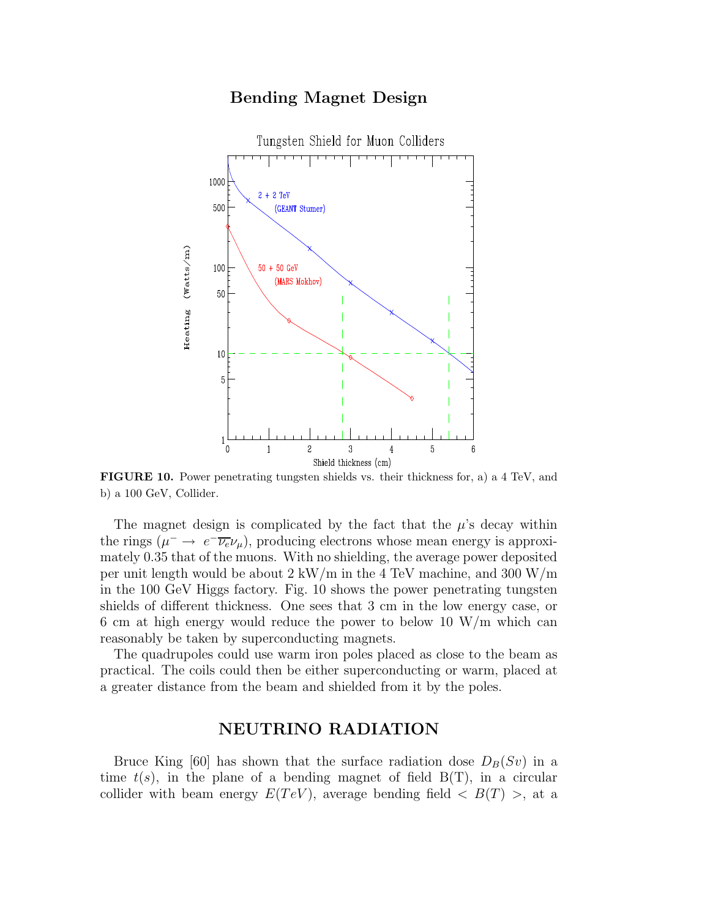## Bending Magnet Design

FIGURE 10. Power penetrating tungsten shields vs. their thickness for, a) a 4 TeV, and b) a 100 GeV, Collider.

The magnet design is complicated by the fact that the $\mu$'s decay within the rings ($\mu^- \rightarrow e^- \overline{\nu_e} \nu_\mu$), producing electrons whose mean energy is approximately 0.35 that of the muons. With no shielding, the average power deposited per unit length would be about 2 kW/m in the 4 TeV machine, and 300 W/m in the 100 GeV Higgs factory. Fig. 10 shows the power penetrating tungsten shields of different thickness. One sees that 3 cm in the low energy case, or 6 cm at high energy would reduce the power to below 10 W/m which can reasonably be taken by superconducting magnets.

The quadrupoles could use warm iron poles placed as close to the beam as practical. The coils could then be either superconducting or warm, placed at a greater distance from the beam and shielded from it by the poles.

## NEUTRINO RADIATION

Bruce King [60] has shown that the surface radiation dose $D_B(Sv)$ in a time $t(s)$, in the plane of a bending magnet of field B(T), in a circular collider with beam energy $E(TeV)$, average bending field $< B(T) >$, at a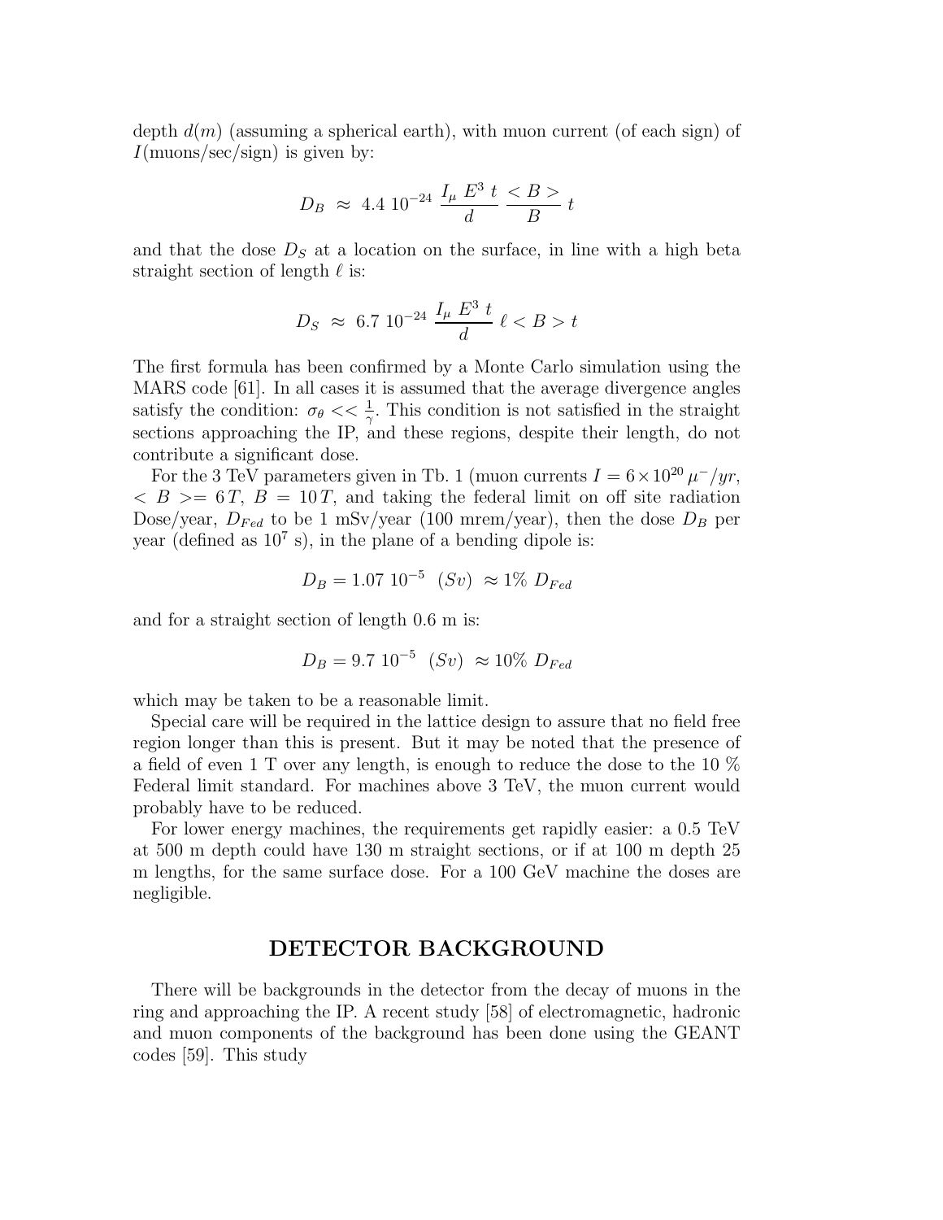depth $d(m)$ (assuming a spherical earth), with muon current (of each sign) of $I$(muons/sec/sign) is given by:

$$D_B \;\approx\; 4.4\ 10^{-24}\ \frac{I_\mu\ E^3\ t}{d}\ \frac{<B>}{B}\ t$$

and that the dose $D_S$ at a location on the surface, in line with a high beta straight section of length $\ell$ is:

$$D_S \;\approx\; 6.7\ 10^{-24}\ \frac{I_\mu\ E^3\ t}{d}\ \ell <B> t$$

The first formula has been confirmed by a Monte Carlo simulation using the MARS code [61]. In all cases it is assumed that the average divergence angles satisfy the condition: $\sigma_\theta << \frac{1}{\gamma}$. This condition is not satisfied in the straight sections approaching the IP, and these regions, despite their length, do not contribute a significant dose.

For the 3 TeV parameters given in Tb. 1 (muon currents $I = 6 \times 10^{20}\,\mu^-/yr$, $<B> = 6\,T$, $B = 10\,T$, and taking the federal limit on off site radiation Dose/year, $D_{Fed}$ to be 1 mSv/year (100 mrem/year), then the dose $D_B$ per year (defined as $10^7$ s), in the plane of a bending dipole is:

$$D_B = 1.07\ 10^{-5}\ \ (Sv)\ \approx 1\%\ D_{Fed}$$

and for a straight section of length 0.6 m is:

$$D_B = 9.7\ 10^{-5}\ \ (Sv)\ \approx 10\%\ D_{Fed}$$

which may be taken to be a reasonable limit.

Special care will be required in the lattice design to assure that no field free region longer than this is present. But it may be noted that the presence of a field of even 1 T over any length, is enough to reduce the dose to the 10 % Federal limit standard. For machines above 3 TeV, the muon current would probably have to be reduced.

For lower energy machines, the requirements get rapidly easier: a 0.5 TeV at 500 m depth could have 130 m straight sections, or if at 100 m depth 25 m lengths, for the same surface dose. For a 100 GeV machine the doses are negligible.

## DETECTOR BACKGROUND

There will be backgrounds in the detector from the decay of muons in the ring and approaching the IP. A recent study [58] of electromagnetic, hadronic and muon components of the background has been done using the GEANT codes [59]. This study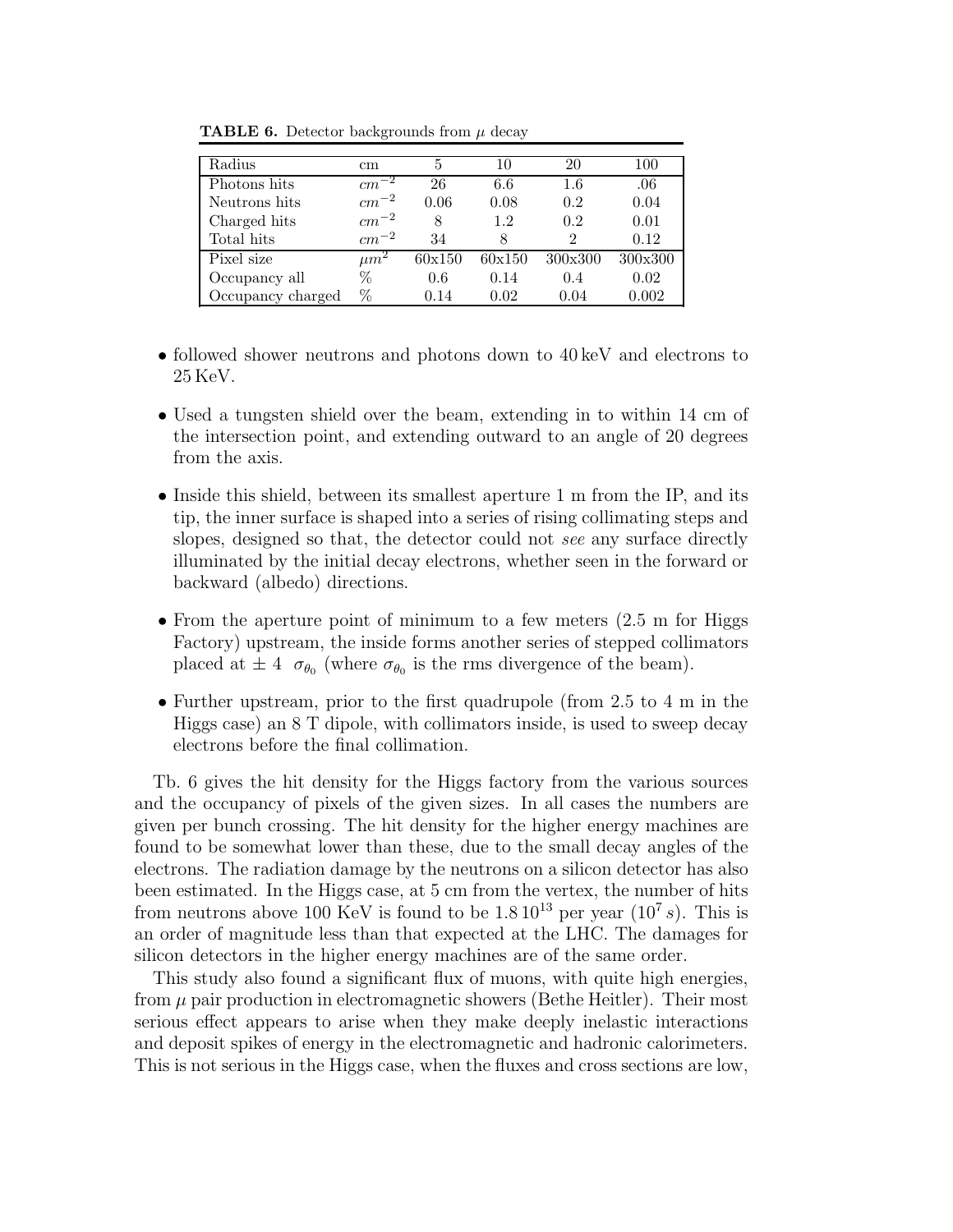**TABLE 6.** Detector backgrounds from $\mu$ decay

| Radius | cm | 5 | 10 | 20 | 100 |
|---|---|---|---|---|---|
| Photons hits | $cm^{-2}$ | 26 | 6.6 | 1.6 | .06 |
| Neutrons hits | $cm^{-2}$ | 0.06 | 0.08 | 0.2 | 0.04 |
| Charged hits | $cm^{-2}$ | 8 | 1.2 | 0.2 | 0.01 |
| Total hits | $cm^{-2}$ | 34 | 8 | 2 | 0.12 |
| Pixel size | $\mu m^2$ | 60x150 | 60x150 | 300x300 | 300x300 |
| Occupancy all | % | 0.6 | 0.14 | 0.4 | 0.02 |
| Occupancy charged | % | 0.14 | 0.02 | 0.04 | 0.002 |

- followed shower neutrons and photons down to 40 keV and electrons to 25 KeV.
- Used a tungsten shield over the beam, extending in to within 14 cm of the intersection point, and extending outward to an angle of 20 degrees from the axis.
- Inside this shield, between its smallest aperture 1 m from the IP, and its tip, the inner surface is shaped into a series of rising collimating steps and slopes, designed so that, the detector could not *see* any surface directly illuminated by the initial decay electrons, whether seen in the forward or backward (albedo) directions.
- From the aperture point of minimum to a few meters (2.5 m for Higgs Factory) upstream, the inside forms another series of stepped collimators placed at $\pm\ 4\ \ \sigma_{\theta_0}$ (where $\sigma_{\theta_0}$ is the rms divergence of the beam).
- Further upstream, prior to the first quadrupole (from 2.5 to 4 m in the Higgs case) an 8 T dipole, with collimators inside, is used to sweep decay electrons before the final collimation.

Tb. 6 gives the hit density for the Higgs factory from the various sources and the occupancy of pixels of the given sizes. In all cases the numbers are given per bunch crossing. The hit density for the higher energy machines are found to be somewhat lower than these, due to the small decay angles of the electrons. The radiation damage by the neutrons on a silicon detector has also been estimated. In the Higgs case, at 5 cm from the vertex, the number of hits from neutrons above 100 KeV is found to be $1.8\,10^{13}$ per year ($10^7\,s$). This is an order of magnitude less than that expected at the LHC. The damages for silicon detectors in the higher energy machines are of the same order.

This study also found a significant flux of muons, with quite high energies, from $\mu$ pair production in electromagnetic showers (Bethe Heitler). Their most serious effect appears to arise when they make deeply inelastic interactions and deposit spikes of energy in the electromagnetic and hadronic calorimeters. This is not serious in the Higgs case, when the fluxes and cross sections are low,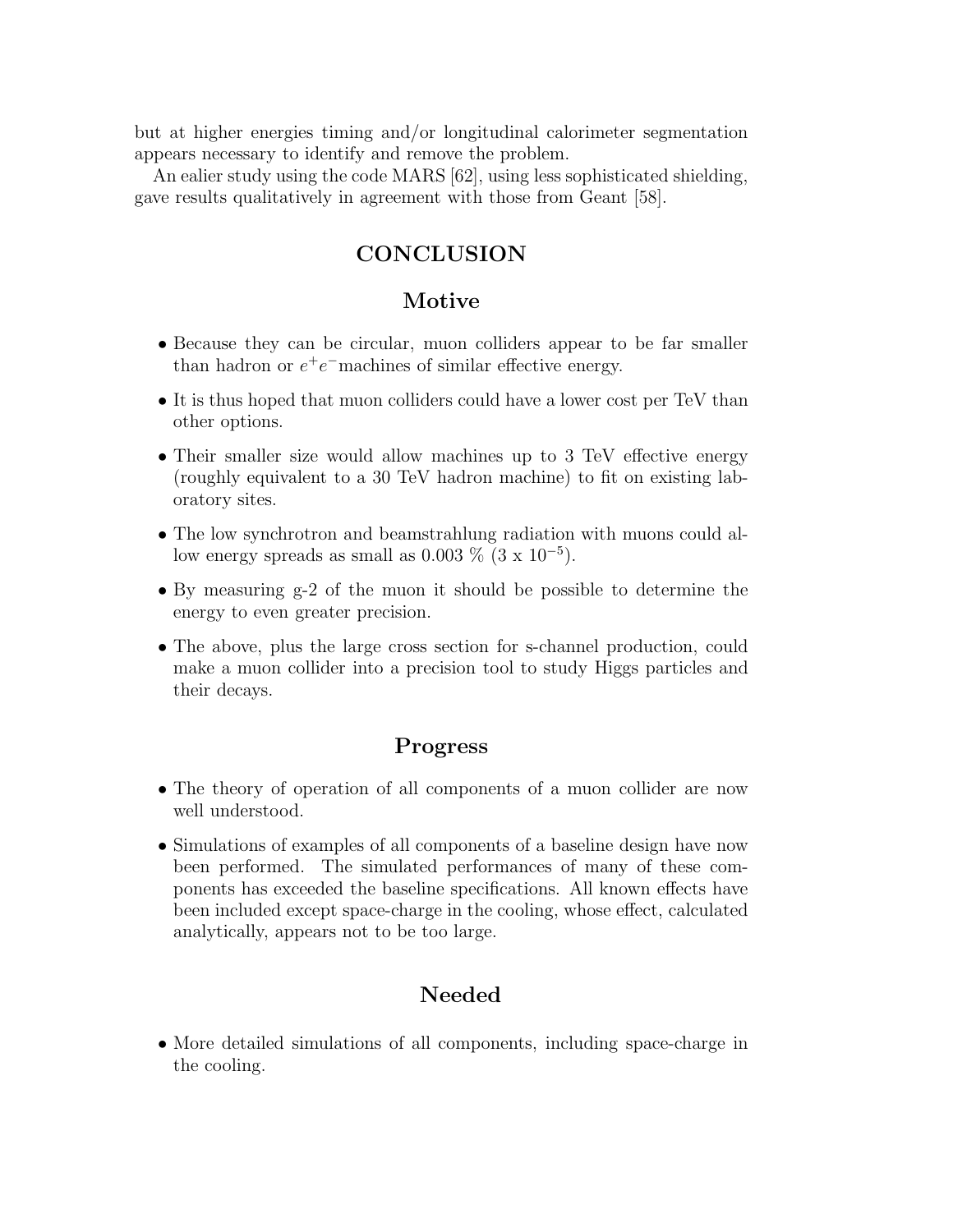but at higher energies timing and/or longitudinal calorimeter segmentation appears necessary to identify and remove the problem.

An ealier study using the code MARS [62], using less sophisticated shielding, gave results qualitatively in agreement with those from Geant [58].

# CONCLUSION

## Motive

- Because they can be circular, muon colliders appear to be far smaller than hadron or $e^+e^-$machines of similar effective energy.
- It is thus hoped that muon colliders could have a lower cost per TeV than other options.
- Their smaller size would allow machines up to 3 TeV effective energy (roughly equivalent to a 30 TeV hadron machine) to fit on existing laboratory sites.
- The low synchrotron and beamstrahlung radiation with muons could allow energy spreads as small as 0.003 % (3 x $10^{-5}$).
- By measuring g-2 of the muon it should be possible to determine the energy to even greater precision.
- The above, plus the large cross section for s-channel production, could make a muon collider into a precision tool to study Higgs particles and their decays.

## Progress

- The theory of operation of all components of a muon collider are now well understood.
- Simulations of examples of all components of a baseline design have now been performed. The simulated performances of many of these components has exceeded the baseline specifications. All known effects have been included except space-charge in the cooling, whose effect, calculated analytically, appears not to be too large.

## Needed

- More detailed simulations of all components, including space-charge in the cooling.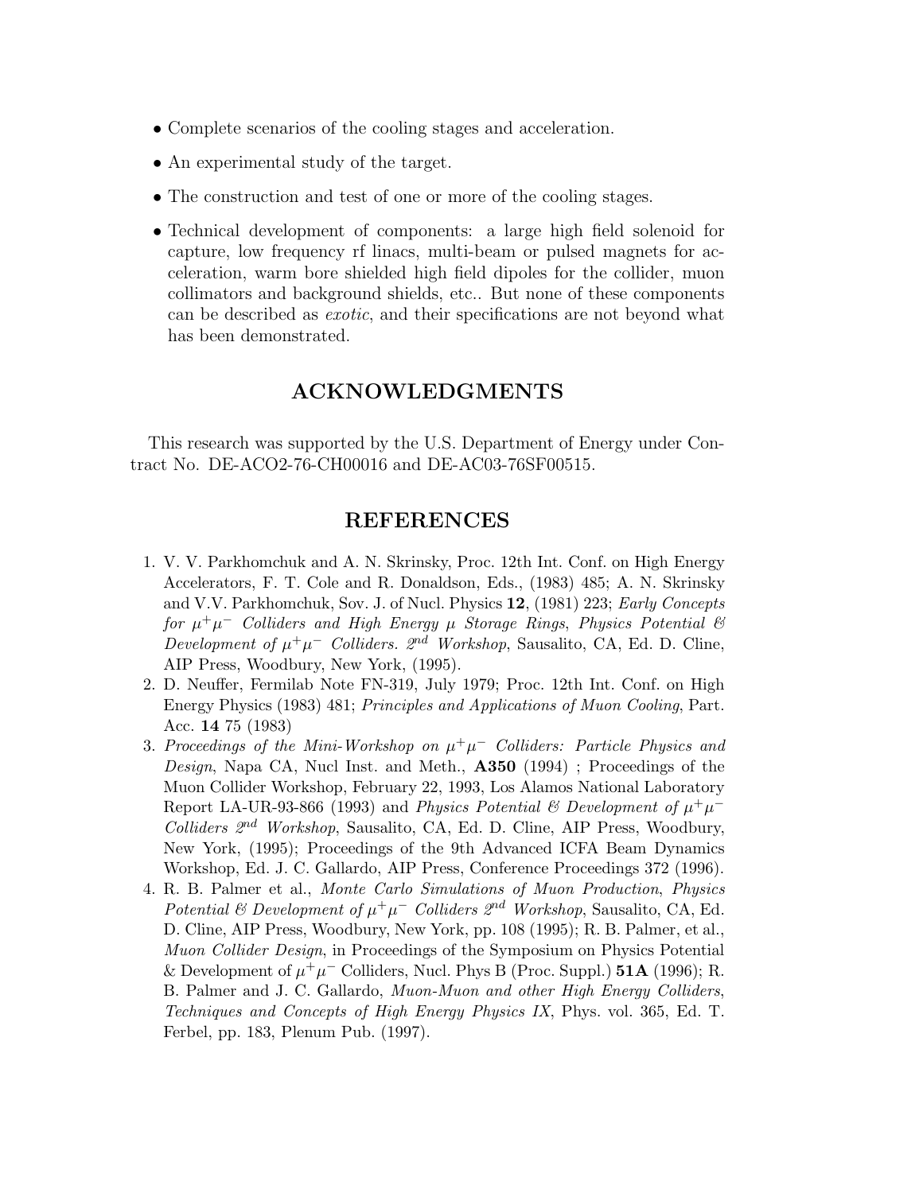- Complete scenarios of the cooling stages and acceleration.
- An experimental study of the target.
- The construction and test of one or more of the cooling stages.
- Technical development of components: a large high field solenoid for capture, low frequency rf linacs, multi-beam or pulsed magnets for acceleration, warm bore shielded high field dipoles for the collider, muon collimators and background shields, etc.. But none of these components can be described as *exotic*, and their specifications are not beyond what has been demonstrated.

## ACKNOWLEDGMENTS

This research was supported by the U.S. Department of Energy under Contract No. DE-ACO2-76-CH00016 and DE-AC03-76SF00515.

## REFERENCES

1. V. V. Parkhomchuk and A. N. Skrinsky, Proc. 12th Int. Conf. on High Energy Accelerators, F. T. Cole and R. Donaldson, Eds., (1983) 485; A. N. Skrinsky and V.V. Parkhomchuk, Sov. J. of Nucl. Physics **12**, (1981) 223; *Early Concepts for $\mu^+\mu^-$ Colliders and High Energy $\mu$ Storage Rings*, *Physics Potential & Development of $\mu^+\mu^-$ Colliders. 2nd Workshop*, Sausalito, CA, Ed. D. Cline, AIP Press, Woodbury, New York, (1995).
2. D. Neuffer, Fermilab Note FN-319, July 1979; Proc. 12th Int. Conf. on High Energy Physics (1983) 481; *Principles and Applications of Muon Cooling*, Part. Acc. **14** 75 (1983)
3. *Proceedings of the Mini-Workshop on $\mu^+\mu^-$ Colliders: Particle Physics and Design*, Napa CA, Nucl Inst. and Meth., **A350** (1994) ; Proceedings of the Muon Collider Workshop, February 22, 1993, Los Alamos National Laboratory Report LA-UR-93-866 (1993) and *Physics Potential & Development of $\mu^+\mu^-$ Colliders 2nd Workshop*, Sausalito, CA, Ed. D. Cline, AIP Press, Woodbury, New York, (1995); Proceedings of the 9th Advanced ICFA Beam Dynamics Workshop, Ed. J. C. Gallardo, AIP Press, Conference Proceedings 372 (1996).
4. R. B. Palmer et al., *Monte Carlo Simulations of Muon Production*, *Physics Potential & Development of $\mu^+\mu^-$ Colliders 2nd Workshop*, Sausalito, CA, Ed. D. Cline, AIP Press, Woodbury, New York, pp. 108 (1995); R. B. Palmer, et al., *Muon Collider Design*, in Proceedings of the Symposium on Physics Potential & Development of $\mu^+\mu^-$ Colliders, Nucl. Phys B (Proc. Suppl.) **51A** (1996); R. B. Palmer and J. C. Gallardo, *Muon-Muon and other High Energy Colliders*, *Techniques and Concepts of High Energy Physics IX*, Phys. vol. 365, Ed. T. Ferbel, pp. 183, Plenum Pub. (1997).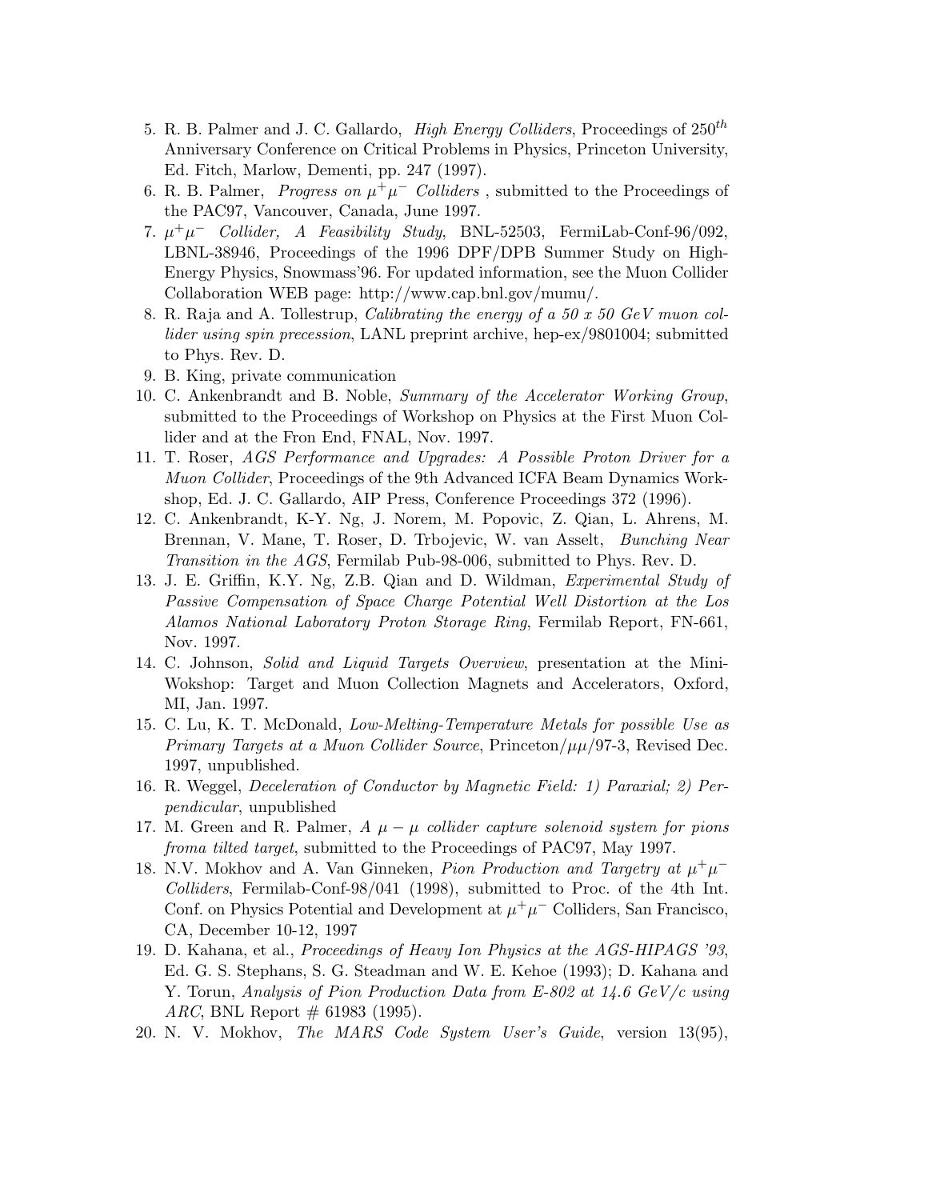5. R. B. Palmer and J. C. Gallardo, *High Energy Colliders*, Proceedings of $250^{th}$ Anniversary Conference on Critical Problems in Physics, Princeton University, Ed. Fitch, Marlow, Dementi, pp. 247 (1997).
6. R. B. Palmer, *Progress on $\mu^+\mu^-$ Colliders* , submitted to the Proceedings of the PAC97, Vancouver, Canada, June 1997.
7. *$\mu^+\mu^-$ Collider, A Feasibility Study*, BNL-52503, FermiLab-Conf-96/092, LBNL-38946, Proceedings of the 1996 DPF/DPB Summer Study on High-Energy Physics, Snowmass'96. For updated information, see the Muon Collider Collaboration WEB page: http://www.cap.bnl.gov/mumu/.
8. R. Raja and A. Tollestrup, *Calibrating the energy of a 50 x 50 GeV muon collider using spin precession*, LANL preprint archive, hep-ex/9801004; submitted to Phys. Rev. D.
9. B. King, private communication
10. C. Ankenbrandt and B. Noble, *Summary of the Accelerator Working Group*, submitted to the Proceedings of Workshop on Physics at the First Muon Collider and at the Fron End, FNAL, Nov. 1997.
11. T. Roser, *AGS Performance and Upgrades: A Possible Proton Driver for a Muon Collider*, Proceedings of the 9th Advanced ICFA Beam Dynamics Workshop, Ed. J. C. Gallardo, AIP Press, Conference Proceedings 372 (1996).
12. C. Ankenbrandt, K-Y. Ng, J. Norem, M. Popovic, Z. Qian, L. Ahrens, M. Brennan, V. Mane, T. Roser, D. Trbojevic, W. van Asselt, *Bunching Near Transition in the AGS*, Fermilab Pub-98-006, submitted to Phys. Rev. D.
13. J. E. Griffin, K.Y. Ng, Z.B. Qian and D. Wildman, *Experimental Study of Passive Compensation of Space Charge Potential Well Distortion at the Los Alamos National Laboratory Proton Storage Ring*, Fermilab Report, FN-661, Nov. 1997.
14. C. Johnson, *Solid and Liquid Targets Overview*, presentation at the Mini-Wokshop: Target and Muon Collection Magnets and Accelerators, Oxford, MI, Jan. 1997.
15. C. Lu, K. T. McDonald, *Low-Melting-Temperature Metals for possible Use as Primary Targets at a Muon Collider Source*, Princeton/$\mu\mu$/97-3, Revised Dec. 1997, unpublished.
16. R. Weggel, *Deceleration of Conductor by Magnetic Field: 1) Paraxial; 2) Perpendicular*, unpublished
17. M. Green and R. Palmer, *A $\mu-\mu$ collider capture solenoid system for pions froma tilted target*, submitted to the Proceedings of PAC97, May 1997.
18. N.V. Mokhov and A. Van Ginneken, *Pion Production and Targetry at $\mu^+\mu^-$ Colliders*, Fermilab-Conf-98/041 (1998), submitted to Proc. of the 4th Int. Conf. on Physics Potential and Development at $\mu^+\mu^-$ Colliders, San Francisco, CA, December 10-12, 1997
19. D. Kahana, et al., *Proceedings of Heavy Ion Physics at the AGS-HIPAGS '93*, Ed. G. S. Stephans, S. G. Steadman and W. E. Kehoe (1993); D. Kahana and Y. Torun, *Analysis of Pion Production Data from E-802 at 14.6 GeV/c using ARC*, BNL Report # 61983 (1995).
20. N. V. Mokhov, *The MARS Code System User's Guide*, version 13(95),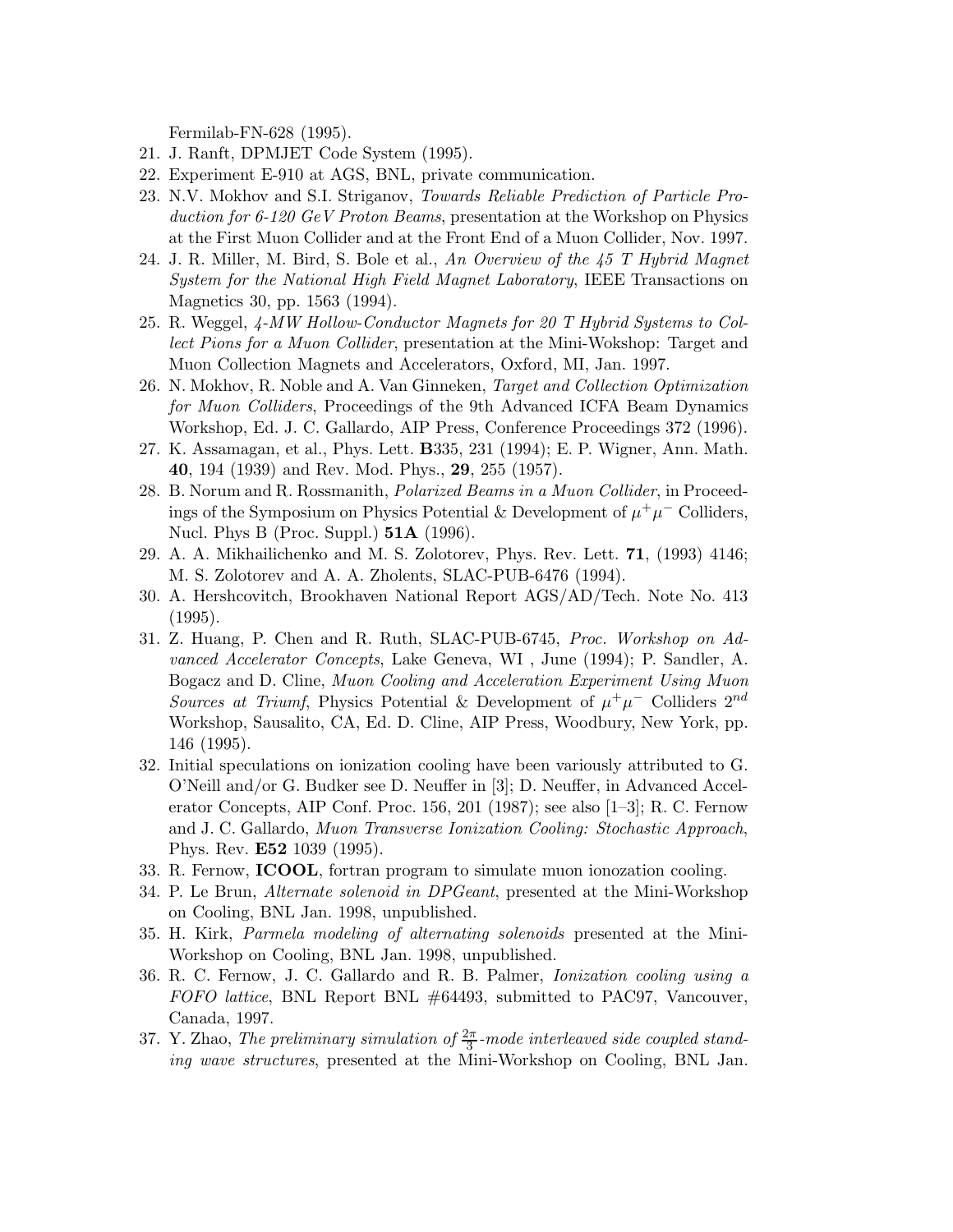Fermilab-FN-628 (1995).

21. J. Ranft, DPMJET Code System (1995).
22. Experiment E-910 at AGS, BNL, private communication.
23. N.V. Mokhov and S.I. Striganov, *Towards Reliable Prediction of Particle Production for 6-120 GeV Proton Beams*, presentation at the Workshop on Physics at the First Muon Collider and at the Front End of a Muon Collider, Nov. 1997.
24. J. R. Miller, M. Bird, S. Bole et al., *An Overview of the 45 T Hybrid Magnet System for the National High Field Magnet Laboratory*, IEEE Transactions on Magnetics 30, pp. 1563 (1994).
25. R. Weggel, *4-MW Hollow-Conductor Magnets for 20 T Hybrid Systems to Collect Pions for a Muon Collider*, presentation at the Mini-Wokshop: Target and Muon Collection Magnets and Accelerators, Oxford, MI, Jan. 1997.
26. N. Mokhov, R. Noble and A. Van Ginneken, *Target and Collection Optimization for Muon Colliders*, Proceedings of the 9th Advanced ICFA Beam Dynamics Workshop, Ed. J. C. Gallardo, AIP Press, Conference Proceedings 372 (1996).
27. K. Assamagan, et al., Phys. Lett. **B**335, 231 (1994); E. P. Wigner, Ann. Math. **40**, 194 (1939) and Rev. Mod. Phys., **29**, 255 (1957).
28. B. Norum and R. Rossmanith, *Polarized Beams in a Muon Collider*, in Proceedings of the Symposium on Physics Potential & Development of $\mu^+\mu^-$ Colliders, Nucl. Phys B (Proc. Suppl.) **51A** (1996).
29. A. A. Mikhailichenko and M. S. Zolotorev, Phys. Rev. Lett. **71**, (1993) 4146; M. S. Zolotorev and A. A. Zholents, SLAC-PUB-6476 (1994).
30. A. Hershcovitch, Brookhaven National Report AGS/AD/Tech. Note No. 413 (1995).
31. Z. Huang, P. Chen and R. Ruth, SLAC-PUB-6745, *Proc. Workshop on Advanced Accelerator Concepts*, Lake Geneva, WI , June (1994); P. Sandler, A. Bogacz and D. Cline, *Muon Cooling and Acceleration Experiment Using Muon Sources at Triumf*, Physics Potential & Development of $\mu^+\mu^-$ Colliders $2^{nd}$ Workshop, Sausalito, CA, Ed. D. Cline, AIP Press, Woodbury, New York, pp. 146 (1995).
32. Initial speculations on ionization cooling have been variously attributed to G. O'Neill and/or G. Budker see D. Neuffer in [3]; D. Neuffer, in Advanced Accelerator Concepts, AIP Conf. Proc. 156, 201 (1987); see also [1–3]; R. C. Fernow and J. C. Gallardo, *Muon Transverse Ionization Cooling: Stochastic Approach*, Phys. Rev. **E52** 1039 (1995).
33. R. Fernow, **ICOOL**, fortran program to simulate muon ionozation cooling.
34. P. Le Brun, *Alternate solenoid in DPGeant*, presented at the Mini-Workshop on Cooling, BNL Jan. 1998, unpublished.
35. H. Kirk, *Parmela modeling of alternating solenoids* presented at the Mini-Workshop on Cooling, BNL Jan. 1998, unpublished.
36. R. C. Fernow, J. C. Gallardo and R. B. Palmer, *Ionization cooling using a FOFO lattice*, BNL Report BNL #64493, submitted to PAC97, Vancouver, Canada, 1997.
37. Y. Zhao, *The preliminary simulation of $\frac{2\pi}{3}$-mode interleaved side coupled standing wave structures*, presented at the Mini-Workshop on Cooling, BNL Jan.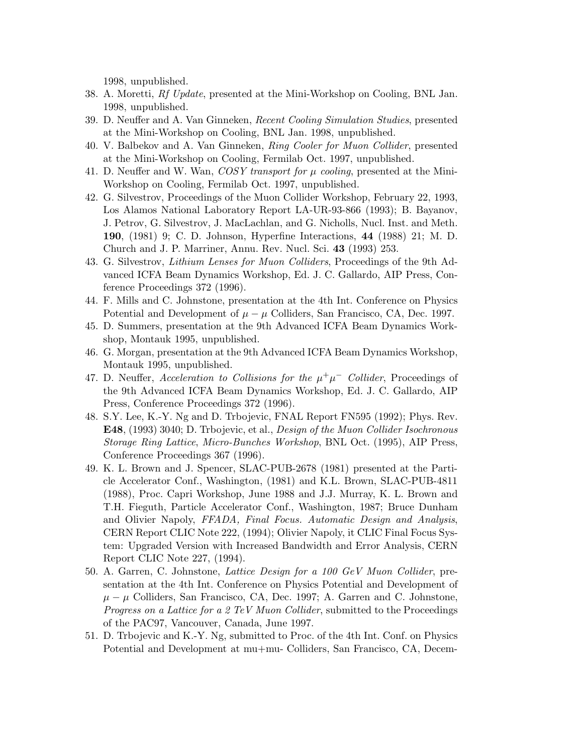1998, unpublished.

38. A. Moretti, *Rf Update*, presented at the Mini-Workshop on Cooling, BNL Jan. 1998, unpublished.
39. D. Neuffer and A. Van Ginneken, *Recent Cooling Simulation Studies*, presented at the Mini-Workshop on Cooling, BNL Jan. 1998, unpublished.
40. V. Balbekov and A. Van Ginneken, *Ring Cooler for Muon Collider*, presented at the Mini-Workshop on Cooling, Fermilab Oct. 1997, unpublished.
41. D. Neuffer and W. Wan, *COSY transport for $\mu$ cooling*, presented at the Mini-Workshop on Cooling, Fermilab Oct. 1997, unpublished.
42. G. Silvestrov, Proceedings of the Muon Collider Workshop, February 22, 1993, Los Alamos National Laboratory Report LA-UR-93-866 (1993); B. Bayanov, J. Petrov, G. Silvestrov, J. MacLachlan, and G. Nicholls, Nucl. Inst. and Meth. **190**, (1981) 9; C. D. Johnson, Hyperfine Interactions, **44** (1988) 21; M. D. Church and J. P. Marriner, Annu. Rev. Nucl. Sci. **43** (1993) 253.
43. G. Silvestrov, *Lithium Lenses for Muon Colliders*, Proceedings of the 9th Advanced ICFA Beam Dynamics Workshop, Ed. J. C. Gallardo, AIP Press, Conference Proceedings 372 (1996).
44. F. Mills and C. Johnstone, presentation at the 4th Int. Conference on Physics Potential and Development of $\mu - \mu$ Colliders, San Francisco, CA, Dec. 1997.
45. D. Summers, presentation at the 9th Advanced ICFA Beam Dynamics Workshop, Montauk 1995, unpublished.
46. G. Morgan, presentation at the 9th Advanced ICFA Beam Dynamics Workshop, Montauk 1995, unpublished.
47. D. Neuffer, *Acceleration to Collisions for the $\mu^+\mu^-$ Collider*, Proceedings of the 9th Advanced ICFA Beam Dynamics Workshop, Ed. J. C. Gallardo, AIP Press, Conference Proceedings 372 (1996).
48. S.Y. Lee, K.-Y. Ng and D. Trbojevic, FNAL Report FN595 (1992); Phys. Rev. **E48**, (1993) 3040; D. Trbojevic, et al., *Design of the Muon Collider Isochronous Storage Ring Lattice, Micro-Bunches Workshop*, BNL Oct. (1995), AIP Press, Conference Proceedings 367 (1996).
49. K. L. Brown and J. Spencer, SLAC-PUB-2678 (1981) presented at the Particle Accelerator Conf., Washington, (1981) and K.L. Brown, SLAC-PUB-4811 (1988), Proc. Capri Workshop, June 1988 and J.J. Murray, K. L. Brown and T.H. Fieguth, Particle Accelerator Conf., Washington, 1987; Bruce Dunham and Olivier Napoly, *FFADA, Final Focus. Automatic Design and Analysis*, CERN Report CLIC Note 222, (1994); Olivier Napoly, it CLIC Final Focus System: Upgraded Version with Increased Bandwidth and Error Analysis, CERN Report CLIC Note 227, (1994).
50. A. Garren, C. Johnstone, *Lattice Design for a 100 GeV Muon Collider*, presentation at the 4th Int. Conference on Physics Potential and Development of $\mu - \mu$ Colliders, San Francisco, CA, Dec. 1997; A. Garren and C. Johnstone, *Progress on a Lattice for a 2 TeV Muon Collider*, submitted to the Proceedings of the PAC97, Vancouver, Canada, June 1997.
51. D. Trbojevic and K.-Y. Ng, submitted to Proc. of the 4th Int. Conf. on Physics Potential and Development at mu+mu- Colliders, San Francisco, CA, Decem-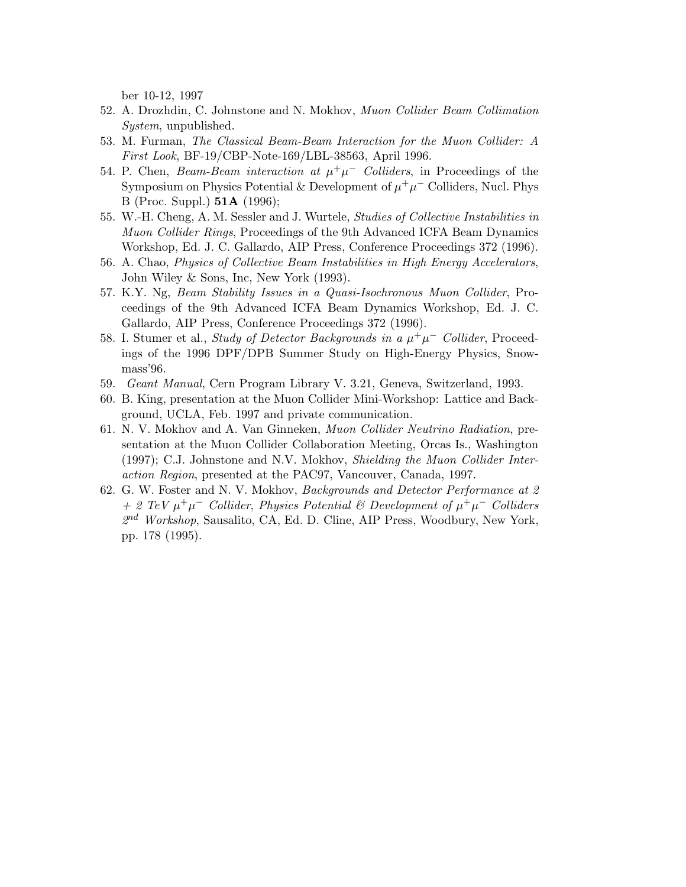ber 10-12, 1997

52. A. Drozhdin, C. Johnstone and N. Mokhov, *Muon Collider Beam Collimation System*, unpublished.
53. M. Furman, *The Classical Beam-Beam Interaction for the Muon Collider: A First Look*, BF-19/CBP-Note-169/LBL-38563, April 1996.
54. P. Chen, *Beam-Beam interaction at $\mu^+\mu^-$ Colliders*, in Proceedings of the Symposium on Physics Potential & Development of $\mu^+\mu^-$ Colliders, Nucl. Phys B (Proc. Suppl.) **51A** (1996);
55. W.-H. Cheng, A. M. Sessler and J. Wurtele, *Studies of Collective Instabilities in Muon Collider Rings*, Proceedings of the 9th Advanced ICFA Beam Dynamics Workshop, Ed. J. C. Gallardo, AIP Press, Conference Proceedings 372 (1996).
56. A. Chao, *Physics of Collective Beam Instabilities in High Energy Accelerators*, John Wiley & Sons, Inc, New York (1993).
57. K.Y. Ng, *Beam Stability Issues in a Quasi-Isochronous Muon Collider*, Proceedings of the 9th Advanced ICFA Beam Dynamics Workshop, Ed. J. C. Gallardo, AIP Press, Conference Proceedings 372 (1996).
58. I. Stumer et al., *Study of Detector Backgrounds in a $\mu^+\mu^-$ Collider*, Proceedings of the 1996 DPF/DPB Summer Study on High-Energy Physics, Snowmass'96.
59. *Geant Manual*, Cern Program Library V. 3.21, Geneva, Switzerland, 1993.
60. B. King, presentation at the Muon Collider Mini-Workshop: Lattice and Background, UCLA, Feb. 1997 and private communication.
61. N. V. Mokhov and A. Van Ginneken, *Muon Collider Neutrino Radiation*, presentation at the Muon Collider Collaboration Meeting, Orcas Is., Washington (1997); C.J. Johnstone and N.V. Mokhov, *Shielding the Muon Collider Interaction Region*, presented at the PAC97, Vancouver, Canada, 1997.
62. G. W. Foster and N. V. Mokhov, *Backgrounds and Detector Performance at 2 + 2 TeV $\mu^+\mu^-$ Collider*, *Physics Potential & Development of $\mu^+\mu^-$ Colliders $2^{nd}$ Workshop*, Sausalito, CA, Ed. D. Cline, AIP Press, Woodbury, New York, pp. 178 (1995).